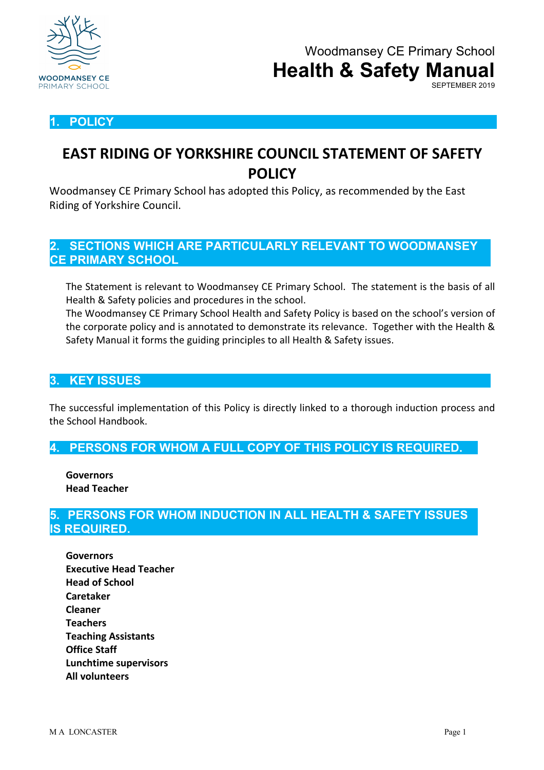Woodmansey CE Primary School

# Health & Safety Manual

SEPTEMBER 2019

## 1. POLICY

## EAST RIDING OF YORKSHIRE COUNCIL STATEMENT OF SAFETY POLICY

Woodmansey CE Primary School has adopted this Policy, as recommended by the East Riding of Yorkshire Council.

## 2. SECTIONS WHICH ARE PARTICULARLY RELEVANT TO WOODMANSEY CE PRIMARY SCHOOL

The Statement is relevant to Woodmansey CE Primary School. The statement is the basis of all Health & Safety policies and procedures in the school.
The Woodmansey CE Primary School Health and Safety Policy is based on the school's version of the corporate policy and is annotated to demonstrate its relevance. Together with the Health & Safety Manual it forms the guiding principles to all Health & Safety issues.

## 3. KEY ISSUES

The successful implementation of this Policy is directly linked to a thorough induction process and the School Handbook.

## 4. PERSONS FOR WHOM A FULL COPY OF THIS POLICY IS REQUIRED.

**Governors**
**Head Teacher**

## 5. PERSONS FOR WHOM INDUCTION IN ALL HEALTH & SAFETY ISSUES IS REQUIRED.

**Governors**
**Executive Head Teacher**
**Head of School**
**Caretaker**
**Cleaner**
**Teachers**
**Teaching Assistants**
**Office Staff**
**Lunchtime supervisors**
**All volunteers**

M A LONCASTER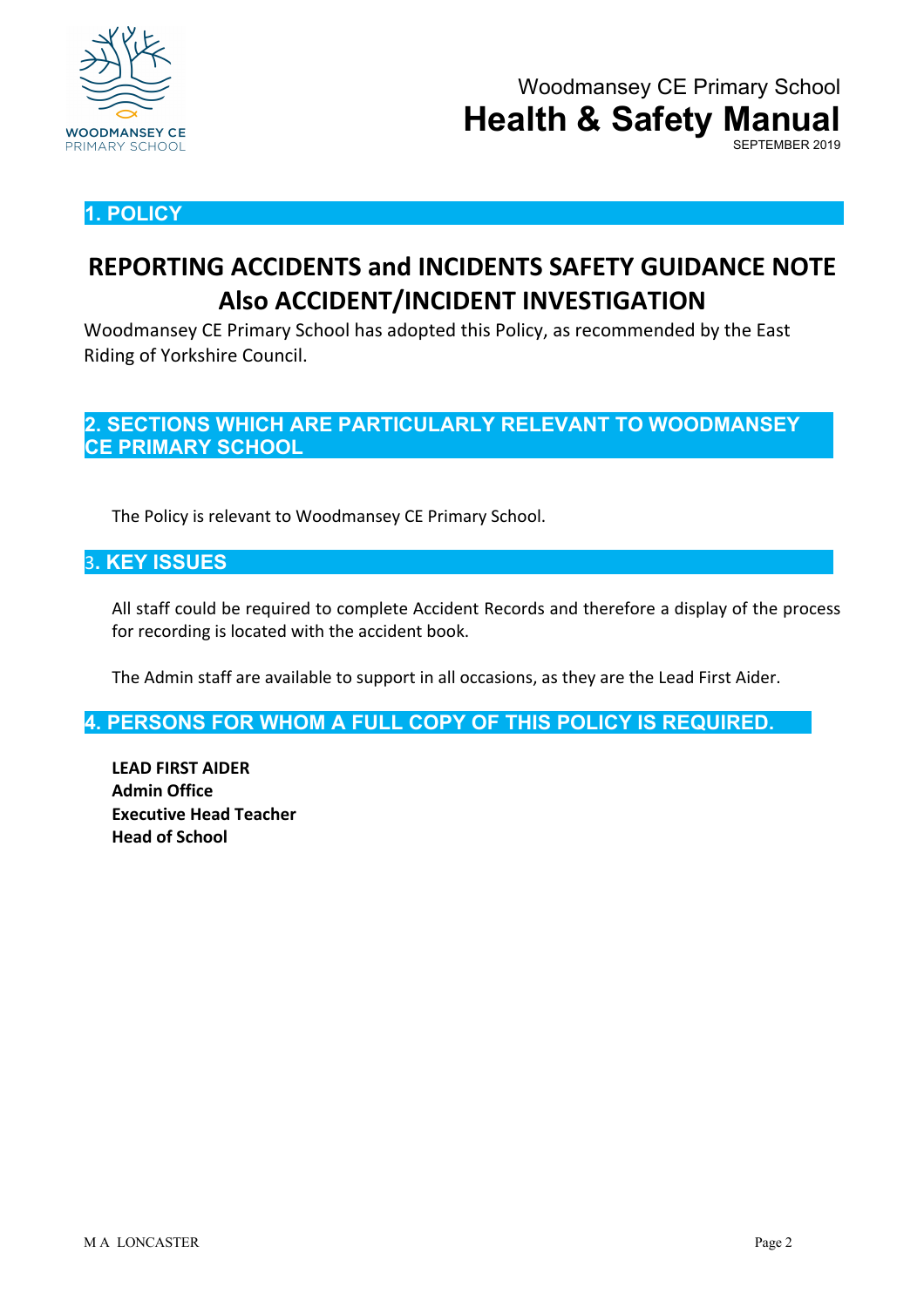## 1. POLICY

# REPORTING ACCIDENTS and INCIDENTS SAFETY GUIDANCE NOTE Also ACCIDENT/INCIDENT INVESTIGATION

Woodmansey CE Primary School has adopted this Policy, as recommended by the East Riding of Yorkshire Council.

## 2. SECTIONS WHICH ARE PARTICULARLY RELEVANT TO WOODMANSEY CE PRIMARY SCHOOL

The Policy is relevant to Woodmansey CE Primary School.

## 3. KEY ISSUES

All staff could be required to complete Accident Records and therefore a display of the process for recording is located with the accident book.

The Admin staff are available to support in all occasions, as they are the Lead First Aider.

## 4. PERSONS FOR WHOM A FULL COPY OF THIS POLICY IS REQUIRED.

**LEAD FIRST AIDER**
**Admin Office**
**Executive Head Teacher**
**Head of School**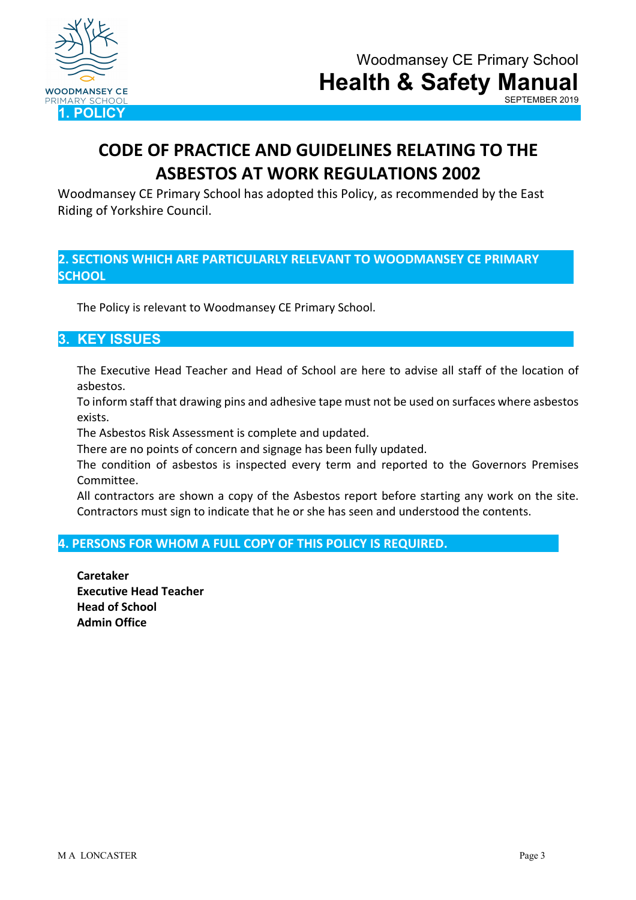## 1. POLICY

# CODE OF PRACTICE AND GUIDELINES RELATING TO THE ASBESTOS AT WORK REGULATIONS 2002

Woodmansey CE Primary School has adopted this Policy, as recommended by the East Riding of Yorkshire Council.

## 2. SECTIONS WHICH ARE PARTICULARLY RELEVANT TO WOODMANSEY CE PRIMARY SCHOOL

The Policy is relevant to Woodmansey CE Primary School.

## 3. KEY ISSUES

The Executive Head Teacher and Head of School are here to advise all staff of the location of asbestos.
To inform staff that drawing pins and adhesive tape must not be used on surfaces where asbestos exists.
The Asbestos Risk Assessment is complete and updated.
There are no points of concern and signage has been fully updated.
The condition of asbestos is inspected every term and reported to the Governors Premises Committee.
All contractors are shown a copy of the Asbestos report before starting any work on the site. Contractors must sign to indicate that he or she has seen and understood the contents.

## 4. PERSONS FOR WHOM A FULL COPY OF THIS POLICY IS REQUIRED.

**Caretaker**
**Executive Head Teacher**
**Head of School**
**Admin Office**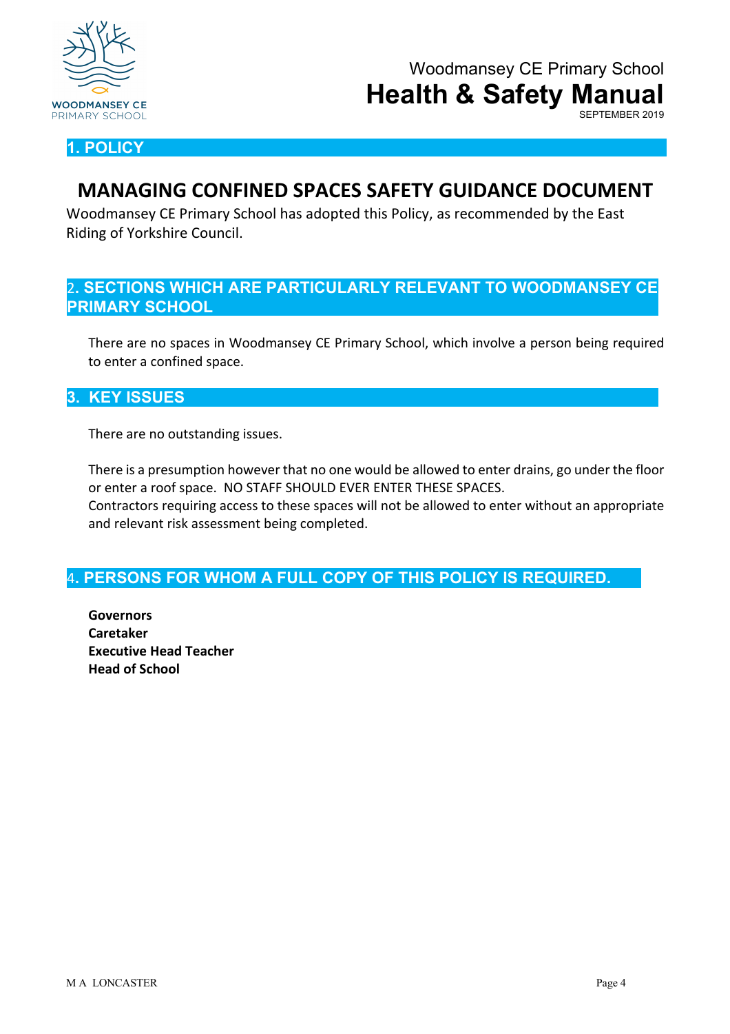Woodmansey CE Primary School

# Health & Safety Manual

SEPTEMBER 2019

## 1. POLICY

# MANAGING CONFINED SPACES SAFETY GUIDANCE DOCUMENT

Woodmansey CE Primary School has adopted this Policy, as recommended by the East Riding of Yorkshire Council.

## 2. SECTIONS WHICH ARE PARTICULARLY RELEVANT TO WOODMANSEY CE PRIMARY SCHOOL

There are no spaces in Woodmansey CE Primary School, which involve a person being required to enter a confined space.

## 3. KEY ISSUES

There are no outstanding issues.

There is a presumption however that no one would be allowed to enter drains, go under the floor or enter a roof space. NO STAFF SHOULD EVER ENTER THESE SPACES.
Contractors requiring access to these spaces will not be allowed to enter without an appropriate and relevant risk assessment being completed.

## 4. PERSONS FOR WHOM A FULL COPY OF THIS POLICY IS REQUIRED.

**Governors**
**Caretaker**
**Executive Head Teacher**
**Head of School**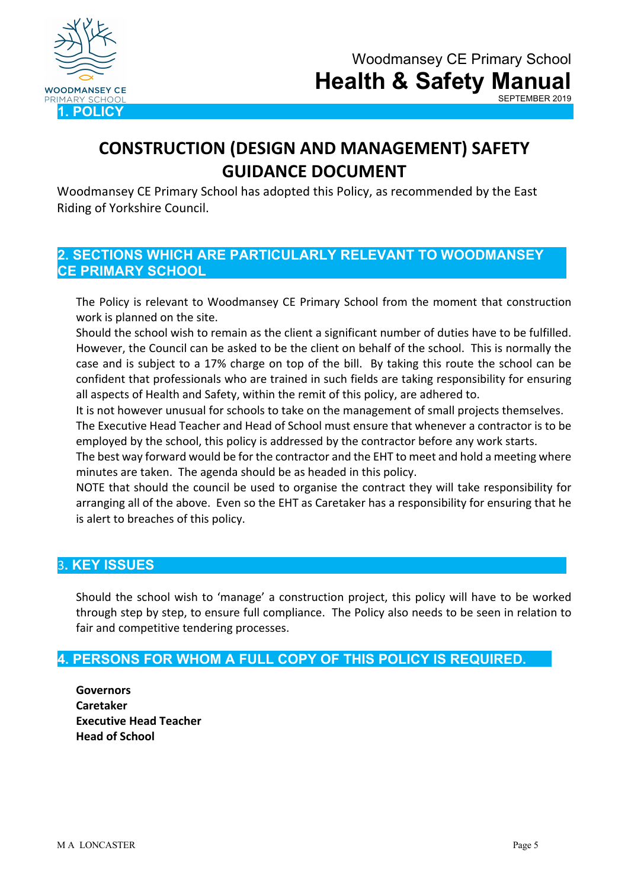## 1. POLICY

# CONSTRUCTION (DESIGN AND MANAGEMENT) SAFETY GUIDANCE DOCUMENT

Woodmansey CE Primary School has adopted this Policy, as recommended by the East Riding of Yorkshire Council.

## 2. SECTIONS WHICH ARE PARTICULARLY RELEVANT TO WOODMANSEY CE PRIMARY SCHOOL

The Policy is relevant to Woodmansey CE Primary School from the moment that construction work is planned on the site.

Should the school wish to remain as the client a significant number of duties have to be fulfilled. However, the Council can be asked to be the client on behalf of the school. This is normally the case and is subject to a 17% charge on top of the bill. By taking this route the school can be confident that professionals who are trained in such fields are taking responsibility for ensuring all aspects of Health and Safety, within the remit of this policy, are adhered to.

It is not however unusual for schools to take on the management of small projects themselves.

The Executive Head Teacher and Head of School must ensure that whenever a contractor is to be employed by the school, this policy is addressed by the contractor before any work starts.

The best way forward would be for the contractor and the EHT to meet and hold a meeting where minutes are taken. The agenda should be as headed in this policy.

NOTE that should the council be used to organise the contract they will take responsibility for arranging all of the above. Even so the EHT as Caretaker has a responsibility for ensuring that he is alert to breaches of this policy.

## 3. KEY ISSUES

Should the school wish to 'manage' a construction project, this policy will have to be worked through step by step, to ensure full compliance. The Policy also needs to be seen in relation to fair and competitive tendering processes.

## 4. PERSONS FOR WHOM A FULL COPY OF THIS POLICY IS REQUIRED.

**Governors**
**Caretaker**
**Executive Head Teacher**
**Head of School**

M A LONCASTER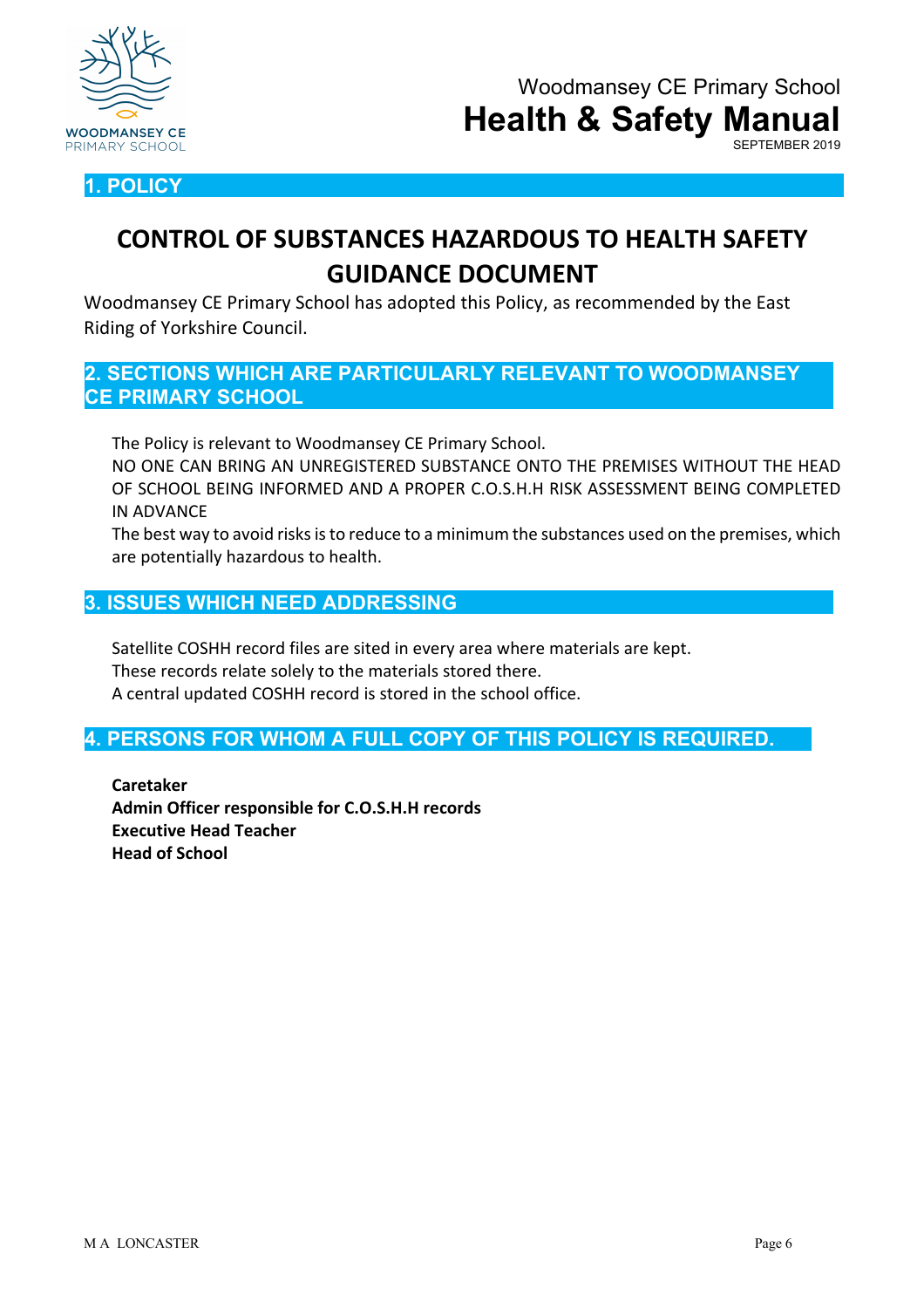## 1. POLICY

# CONTROL OF SUBSTANCES HAZARDOUS TO HEALTH SAFETY GUIDANCE DOCUMENT

Woodmansey CE Primary School has adopted this Policy, as recommended by the East Riding of Yorkshire Council.

## 2. SECTIONS WHICH ARE PARTICULARLY RELEVANT TO WOODMANSEY CE PRIMARY SCHOOL

The Policy is relevant to Woodmansey CE Primary School.

NO ONE CAN BRING AN UNREGISTERED SUBSTANCE ONTO THE PREMISES WITHOUT THE HEAD OF SCHOOL BEING INFORMED AND A PROPER C.O.S.H.H RISK ASSESSMENT BEING COMPLETED IN ADVANCE

The best way to avoid risks is to reduce to a minimum the substances used on the premises, which are potentially hazardous to health.

## 3. ISSUES WHICH NEED ADDRESSING

Satellite COSHH record files are sited in every area where materials are kept.
These records relate solely to the materials stored there.
A central updated COSHH record is stored in the school office.

## 4. PERSONS FOR WHOM A FULL COPY OF THIS POLICY IS REQUIRED.

**Caretaker**
**Admin Officer responsible for C.O.S.H.H records**
**Executive Head Teacher**
**Head of School**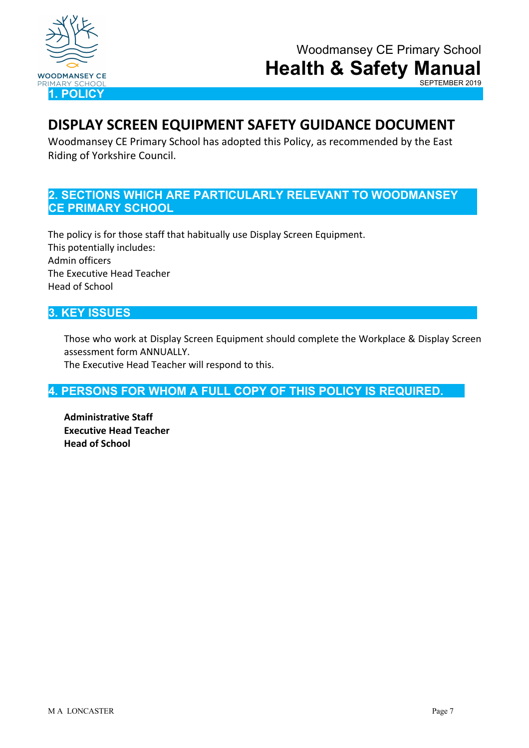## 1. POLICY

# DISPLAY SCREEN EQUIPMENT SAFETY GUIDANCE DOCUMENT

Woodmansey CE Primary School has adopted this Policy, as recommended by the East Riding of Yorkshire Council.

## 2. SECTIONS WHICH ARE PARTICULARLY RELEVANT TO WOODMANSEY CE PRIMARY SCHOOL

The policy is for those staff that habitually use Display Screen Equipment.
This potentially includes:
Admin officers
The Executive Head Teacher
Head of School

## 3. KEY ISSUES

Those who work at Display Screen Equipment should complete the Workplace & Display Screen assessment form ANNUALLY.
The Executive Head Teacher will respond to this.

## 4. PERSONS FOR WHOM A FULL COPY OF THIS POLICY IS REQUIRED.

**Administrative Staff**
**Executive Head Teacher**
**Head of School**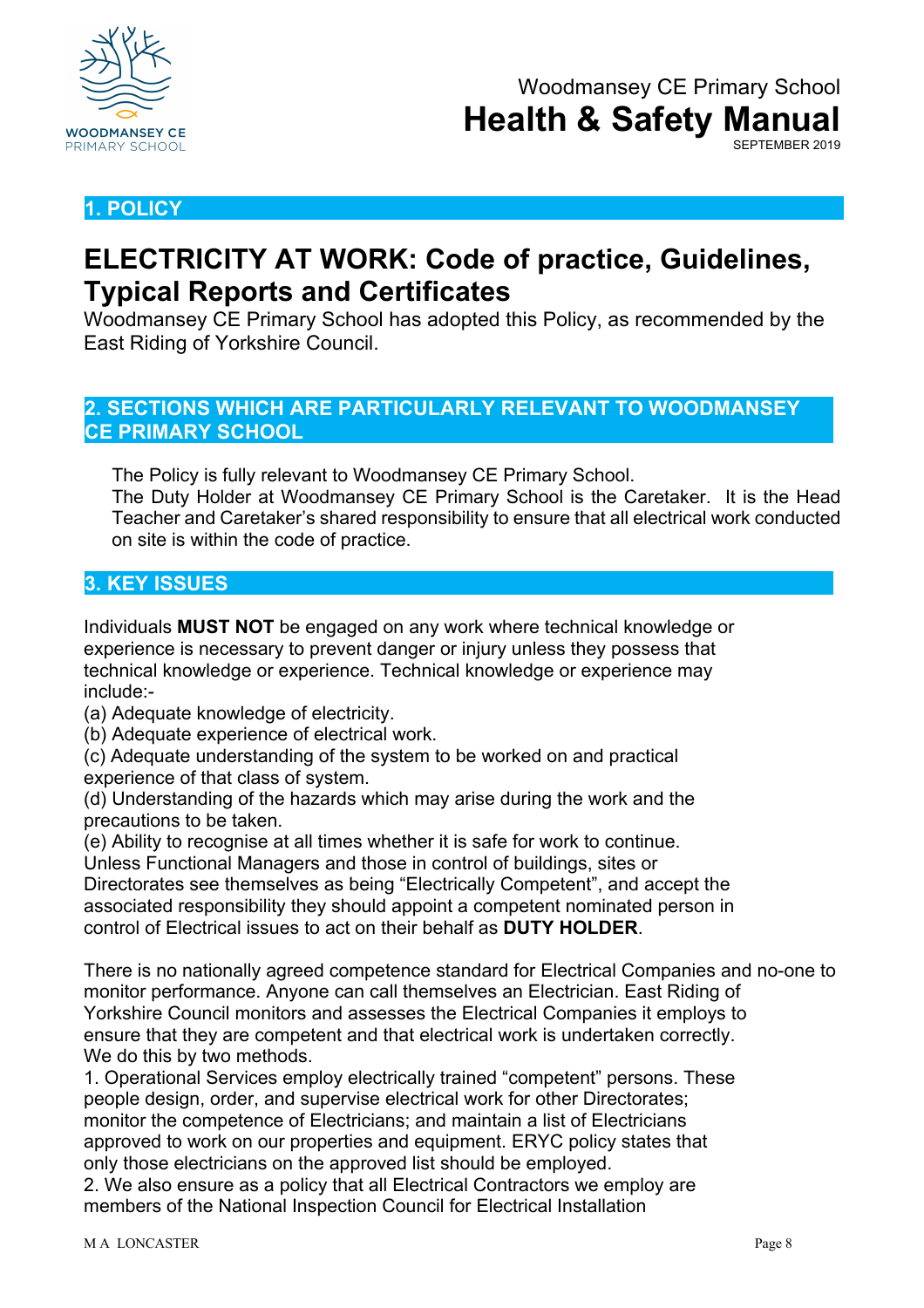## 1. POLICY

# ELECTRICITY AT WORK: Code of practice, Guidelines, Typical Reports and Certificates

Woodmansey CE Primary School has adopted this Policy, as recommended by the East Riding of Yorkshire Council.

## 2. SECTIONS WHICH ARE PARTICULARLY RELEVANT TO WOODMANSEY CE PRIMARY SCHOOL

The Policy is fully relevant to Woodmansey CE Primary School.
The Duty Holder at Woodmansey CE Primary School is the Caretaker. It is the Head Teacher and Caretaker's shared responsibility to ensure that all electrical work conducted on site is within the code of practice.

## 3. KEY ISSUES

Individuals **MUST NOT** be engaged on any work where technical knowledge or experience is necessary to prevent danger or injury unless they possess that technical knowledge or experience. Technical knowledge or experience may include:-

(a) Adequate knowledge of electricity.
(b) Adequate experience of electrical work.
(c) Adequate understanding of the system to be worked on and practical experience of that class of system.
(d) Understanding of the hazards which may arise during the work and the precautions to be taken.
(e) Ability to recognise at all times whether it is safe for work to continue.

Unless Functional Managers and those in control of buildings, sites or Directorates see themselves as being "Electrically Competent", and accept the associated responsibility they should appoint a competent nominated person in control of Electrical issues to act on their behalf as **DUTY HOLDER**.

There is no nationally agreed competence standard for Electrical Companies and no-one to monitor performance. Anyone can call themselves an Electrician. East Riding of Yorkshire Council monitors and assesses the Electrical Companies it employs to ensure that they are competent and that electrical work is undertaken correctly. We do this by two methods.

1. Operational Services employ electrically trained "competent" persons. These people design, order, and supervise electrical work for other Directorates; monitor the competence of Electricians; and maintain a list of Electricians approved to work on our properties and equipment. ERYC policy states that only those electricians on the approved list should be employed.
2. We also ensure as a policy that all Electrical Contractors we employ are members of the National Inspection Council for Electrical Installation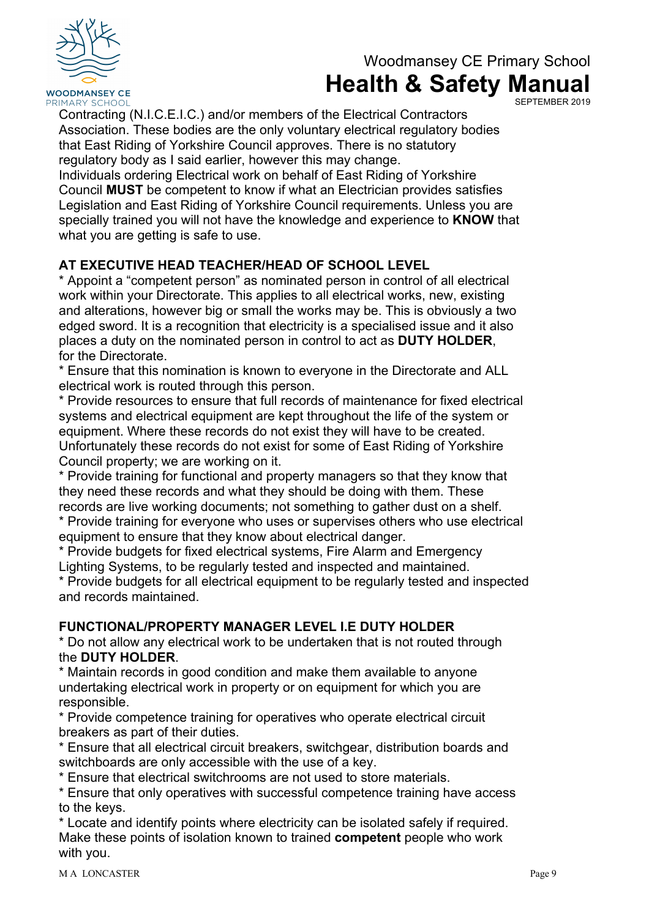Contracting (N.I.C.E.I.C.) and/or members of the Electrical Contractors Association. These bodies are the only voluntary electrical regulatory bodies that East Riding of Yorkshire Council approves. There is no statutory regulatory body as I said earlier, however this may change.
Individuals ordering Electrical work on behalf of East Riding of Yorkshire Council **MUST** be competent to know if what an Electrician provides satisfies Legislation and East Riding of Yorkshire Council requirements. Unless you are specially trained you will not have the knowledge and experience to **KNOW** that what you are getting is safe to use.

**AT EXECUTIVE HEAD TEACHER/HEAD OF SCHOOL LEVEL**

* Appoint a "competent person" as nominated person in control of all electrical work within your Directorate. This applies to all electrical works, new, existing and alterations, however big or small the works may be. This is obviously a two edged sword. It is a recognition that electricity is a specialised issue and it also places a duty on the nominated person in control to act as **DUTY HOLDER**, for the Directorate.
* Ensure that this nomination is known to everyone in the Directorate and ALL electrical work is routed through this person.
* Provide resources to ensure that full records of maintenance for fixed electrical systems and electrical equipment are kept throughout the life of the system or equipment. Where these records do not exist they will have to be created. Unfortunately these records do not exist for some of East Riding of Yorkshire Council property; we are working on it.
* Provide training for functional and property managers so that they know that they need these records and what they should be doing with them. These records are live working documents; not something to gather dust on a shelf.
* Provide training for everyone who uses or supervises others who use electrical equipment to ensure that they know about electrical danger.
* Provide budgets for fixed electrical systems, Fire Alarm and Emergency Lighting Systems, to be regularly tested and inspected and maintained.
* Provide budgets for all electrical equipment to be regularly tested and inspected and records maintained.

**FUNCTIONAL/PROPERTY MANAGER LEVEL I.E DUTY HOLDER**

* Do not allow any electrical work to be undertaken that is not routed through the **DUTY HOLDER**.
* Maintain records in good condition and make them available to anyone undertaking electrical work in property or on equipment for which you are responsible.
* Provide competence training for operatives who operate electrical circuit breakers as part of their duties.
* Ensure that all electrical circuit breakers, switchgear, distribution boards and switchboards are only accessible with the use of a key.
* Ensure that electrical switchrooms are not used to store materials.
* Ensure that only operatives with successful competence training have access to the keys.
* Locate and identify points where electricity can be isolated safely if required. Make these points of isolation known to trained **competent** people who work with you.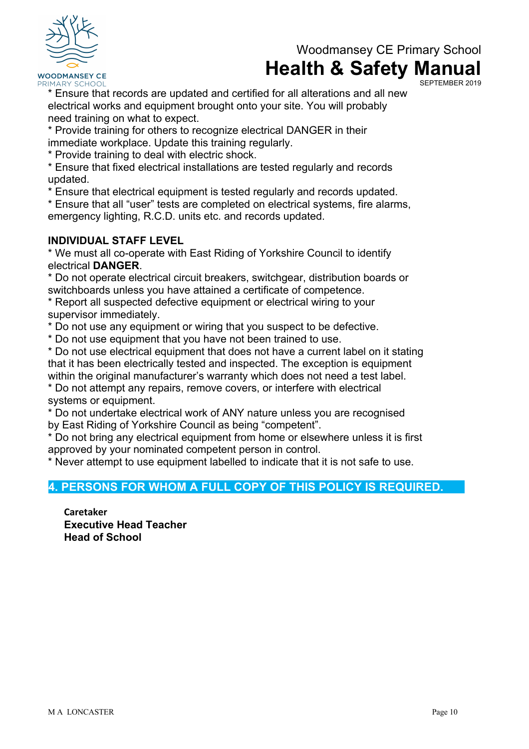* Ensure that records are updated and certified for all alterations and all new electrical works and equipment brought onto your site. You will probably need training on what to expect.
* Provide training for others to recognize electrical DANGER in their immediate workplace. Update this training regularly.
* Provide training to deal with electric shock.
* Ensure that fixed electrical installations are tested regularly and records updated.
* Ensure that electrical equipment is tested regularly and records updated.
* Ensure that all "user" tests are completed on electrical systems, fire alarms, emergency lighting, R.C.D. units etc. and records updated.

**INDIVIDUAL STAFF LEVEL**

* We must all co-operate with East Riding of Yorkshire Council to identify electrical **DANGER**.
* Do not operate electrical circuit breakers, switchgear, distribution boards or switchboards unless you have attained a certificate of competence.
* Report all suspected defective equipment or electrical wiring to your supervisor immediately.
* Do not use any equipment or wiring that you suspect to be defective.
* Do not use equipment that you have not been trained to use.
* Do not use electrical equipment that does not have a current label on it stating that it has been electrically tested and inspected. The exception is equipment within the original manufacturer's warranty which does not need a test label.
* Do not attempt any repairs, remove covers, or interfere with electrical systems or equipment.
* Do not undertake electrical work of ANY nature unless you are recognised by East Riding of Yorkshire Council as being "competent".
* Do not bring any electrical equipment from home or elsewhere unless it is first approved by your nominated competent person in control.
* Never attempt to use equipment labelled to indicate that it is not safe to use.

## 4. PERSONS FOR WHOM A FULL COPY OF THIS POLICY IS REQUIRED.

**Caretaker**
**Executive Head Teacher**
**Head of School**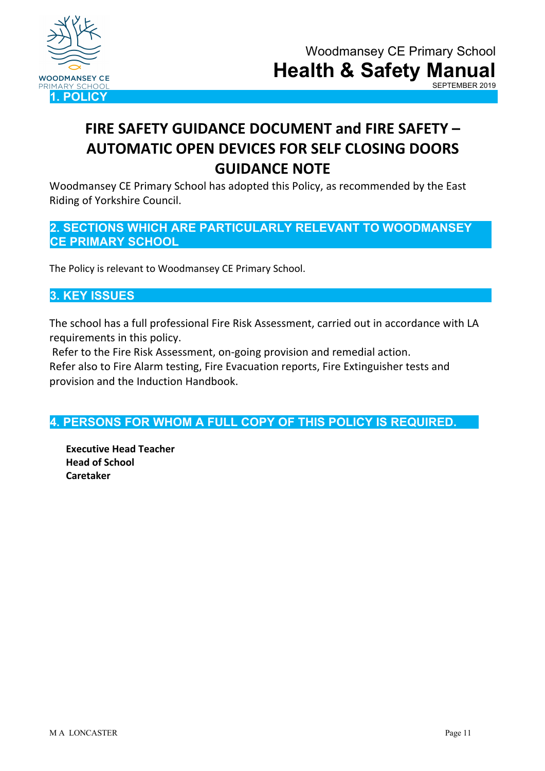## 1. POLICY

# FIRE SAFETY GUIDANCE DOCUMENT and FIRE SAFETY – AUTOMATIC OPEN DEVICES FOR SELF CLOSING DOORS GUIDANCE NOTE

Woodmansey CE Primary School has adopted this Policy, as recommended by the East Riding of Yorkshire Council.

## 2. SECTIONS WHICH ARE PARTICULARLY RELEVANT TO WOODMANSEY CE PRIMARY SCHOOL

The Policy is relevant to Woodmansey CE Primary School.

## 3. KEY ISSUES

The school has a full professional Fire Risk Assessment, carried out in accordance with LA requirements in this policy.

Refer to the Fire Risk Assessment, on-going provision and remedial action.

Refer also to Fire Alarm testing, Fire Evacuation reports, Fire Extinguisher tests and provision and the Induction Handbook.

## 4. PERSONS FOR WHOM A FULL COPY OF THIS POLICY IS REQUIRED.

**Executive Head Teacher**
**Head of School**
**Caretaker**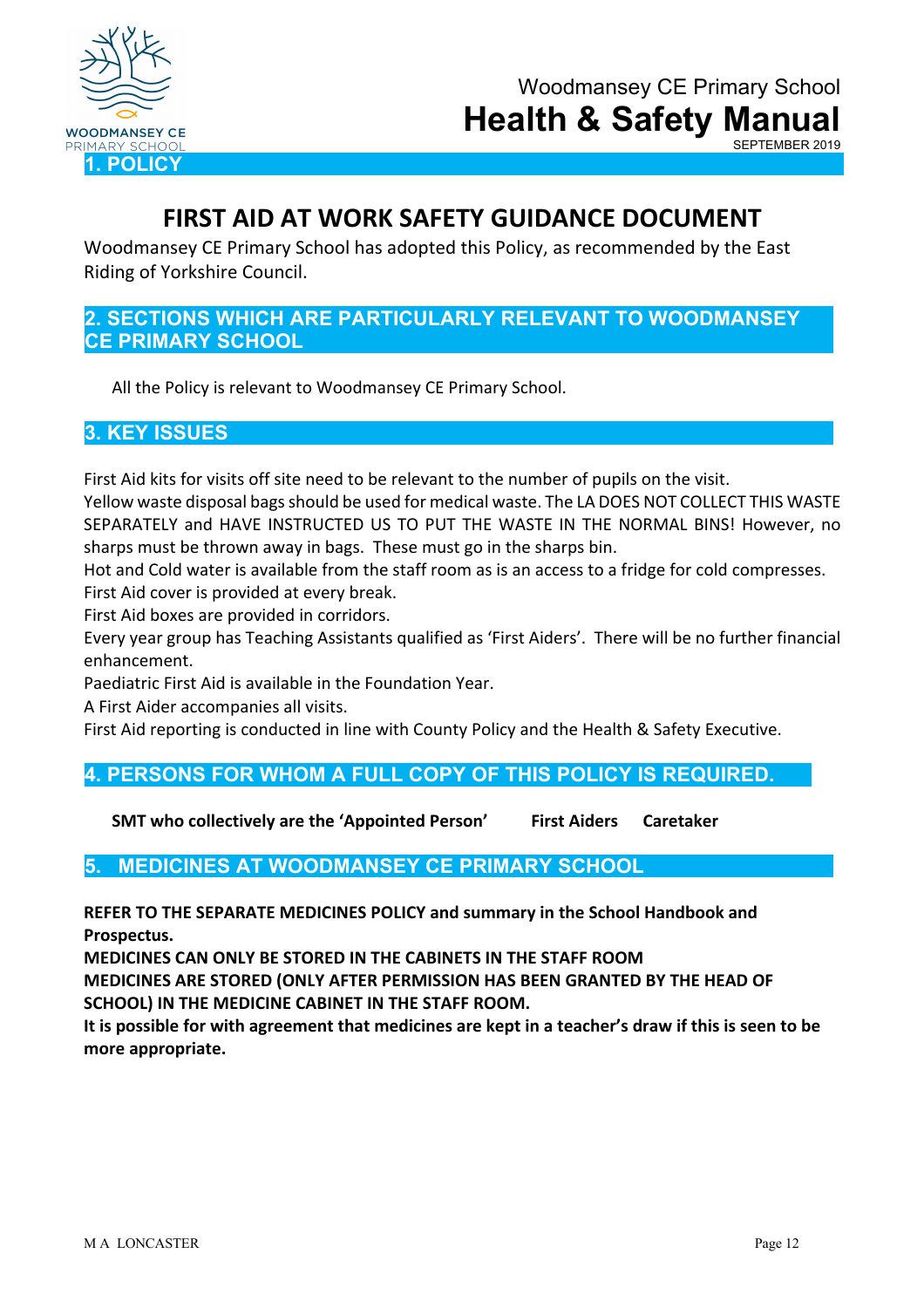## 1. POLICY

# FIRST AID AT WORK SAFETY GUIDANCE DOCUMENT

Woodmansey CE Primary School has adopted this Policy, as recommended by the East Riding of Yorkshire Council.

## 2. SECTIONS WHICH ARE PARTICULARLY RELEVANT TO WOODMANSEY CE PRIMARY SCHOOL

All the Policy is relevant to Woodmansey CE Primary School.

## 3. KEY ISSUES

First Aid kits for visits off site need to be relevant to the number of pupils on the visit.
Yellow waste disposal bags should be used for medical waste. The LA DOES NOT COLLECT THIS WASTE SEPARATELY and HAVE INSTRUCTED US TO PUT THE WASTE IN THE NORMAL BINS! However, no sharps must be thrown away in bags. These must go in the sharps bin.
Hot and Cold water is available from the staff room as is an access to a fridge for cold compresses.
First Aid cover is provided at every break.
First Aid boxes are provided in corridors.
Every year group has Teaching Assistants qualified as 'First Aiders'. There will be no further financial enhancement.
Paediatric First Aid is available in the Foundation Year.
A First Aider accompanies all visits.
First Aid reporting is conducted in line with County Policy and the Health & Safety Executive.

## 4. PERSONS FOR WHOM A FULL COPY OF THIS POLICY IS REQUIRED.

**SMT who collectively are the 'Appointed Person'** **First Aiders** **Caretaker**

## 5. MEDICINES AT WOODMANSEY CE PRIMARY SCHOOL

**REFER TO THE SEPARATE MEDICINES POLICY and summary in the School Handbook and Prospectus.**
**MEDICINES CAN ONLY BE STORED IN THE CABINETS IN THE STAFF ROOM**
**MEDICINES ARE STORED (ONLY AFTER PERMISSION HAS BEEN GRANTED BY THE HEAD OF SCHOOL) IN THE MEDICINE CABINET IN THE STAFF ROOM.**
**It is possible for with agreement that medicines are kept in a teacher's draw if this is seen to be more appropriate.**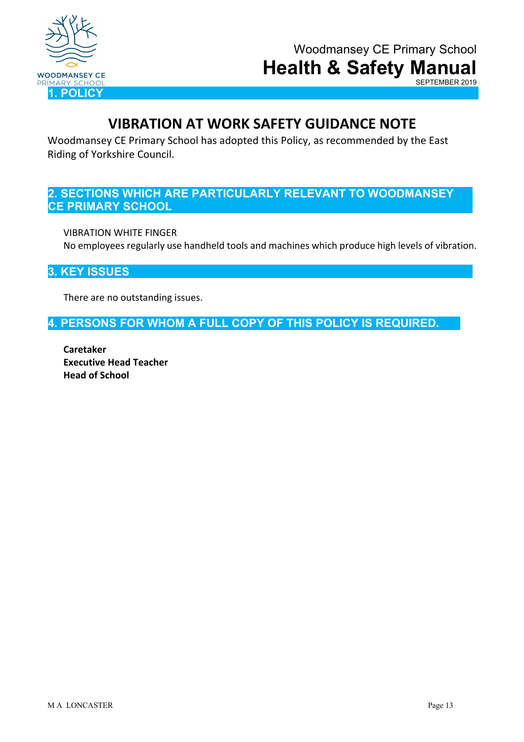## 1. POLICY

# VIBRATION AT WORK SAFETY GUIDANCE NOTE

Woodmansey CE Primary School has adopted this Policy, as recommended by the East Riding of Yorkshire Council.

## 2. SECTIONS WHICH ARE PARTICULARLY RELEVANT TO WOODMANSEY CE PRIMARY SCHOOL

VIBRATION WHITE FINGER

No employees regularly use handheld tools and machines which produce high levels of vibration.

## 3. KEY ISSUES

There are no outstanding issues.

## 4. PERSONS FOR WHOM A FULL COPY OF THIS POLICY IS REQUIRED.

**Caretaker**
**Executive Head Teacher**
**Head of School**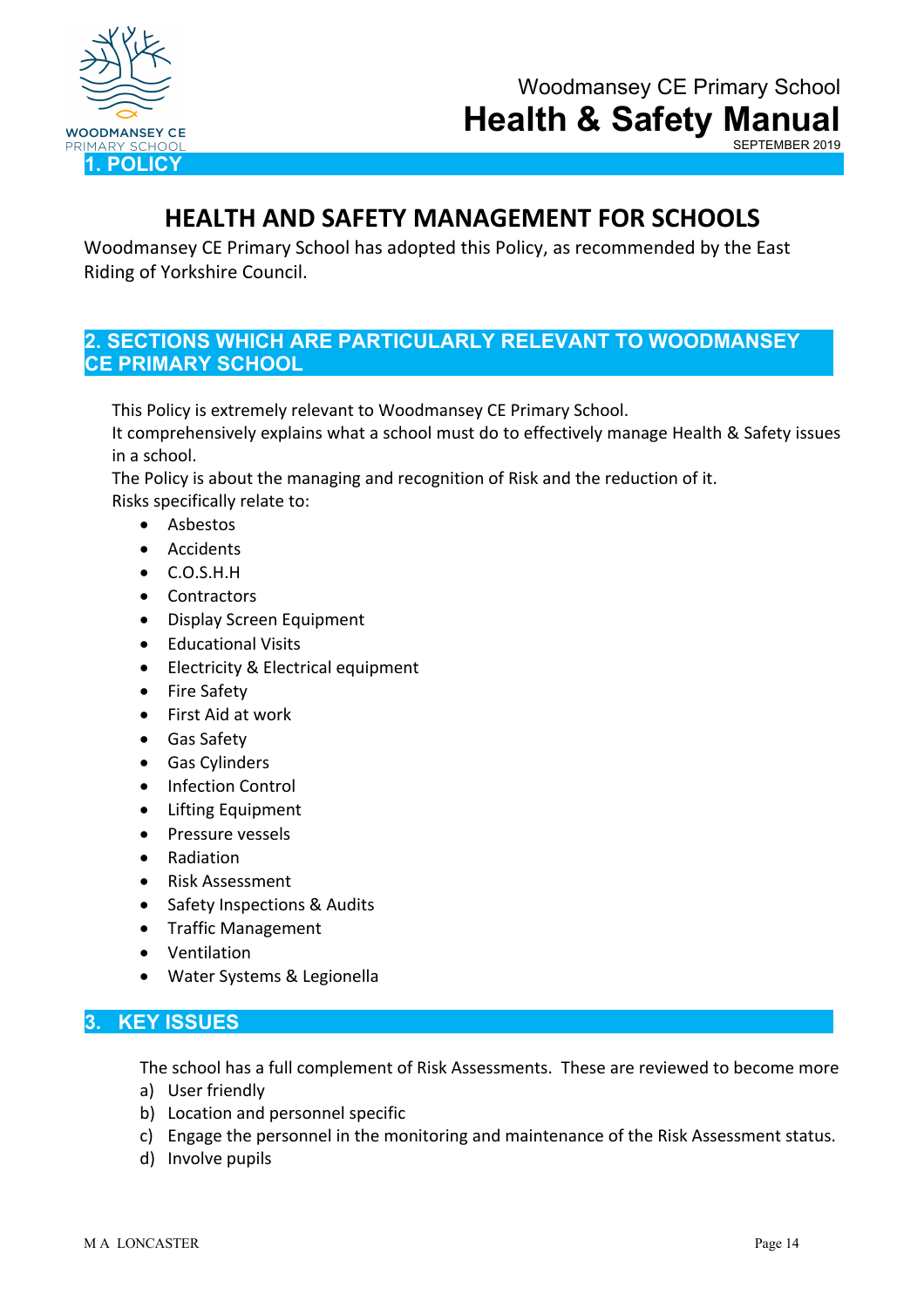## 1. POLICY

# HEALTH AND SAFETY MANAGEMENT FOR SCHOOLS

Woodmansey CE Primary School has adopted this Policy, as recommended by the East Riding of Yorkshire Council.

## 2. SECTIONS WHICH ARE PARTICULARLY RELEVANT TO WOODMANSEY CE PRIMARY SCHOOL

This Policy is extremely relevant to Woodmansey CE Primary School.
It comprehensively explains what a school must do to effectively manage Health & Safety issues in a school.
The Policy is about the managing and recognition of Risk and the reduction of it.
Risks specifically relate to:

- Asbestos
- Accidents
- C.O.S.H.H
- Contractors
- Display Screen Equipment
- Educational Visits
- Electricity & Electrical equipment
- Fire Safety
- First Aid at work
- Gas Safety
- Gas Cylinders
- Infection Control
- Lifting Equipment
- Pressure vessels
- Radiation
- Risk Assessment
- Safety Inspections & Audits
- Traffic Management
- Ventilation
- Water Systems & Legionella

## 3. KEY ISSUES

The school has a full complement of Risk Assessments. These are reviewed to become more

a) User friendly
b) Location and personnel specific
c) Engage the personnel in the monitoring and maintenance of the Risk Assessment status.
d) Involve pupils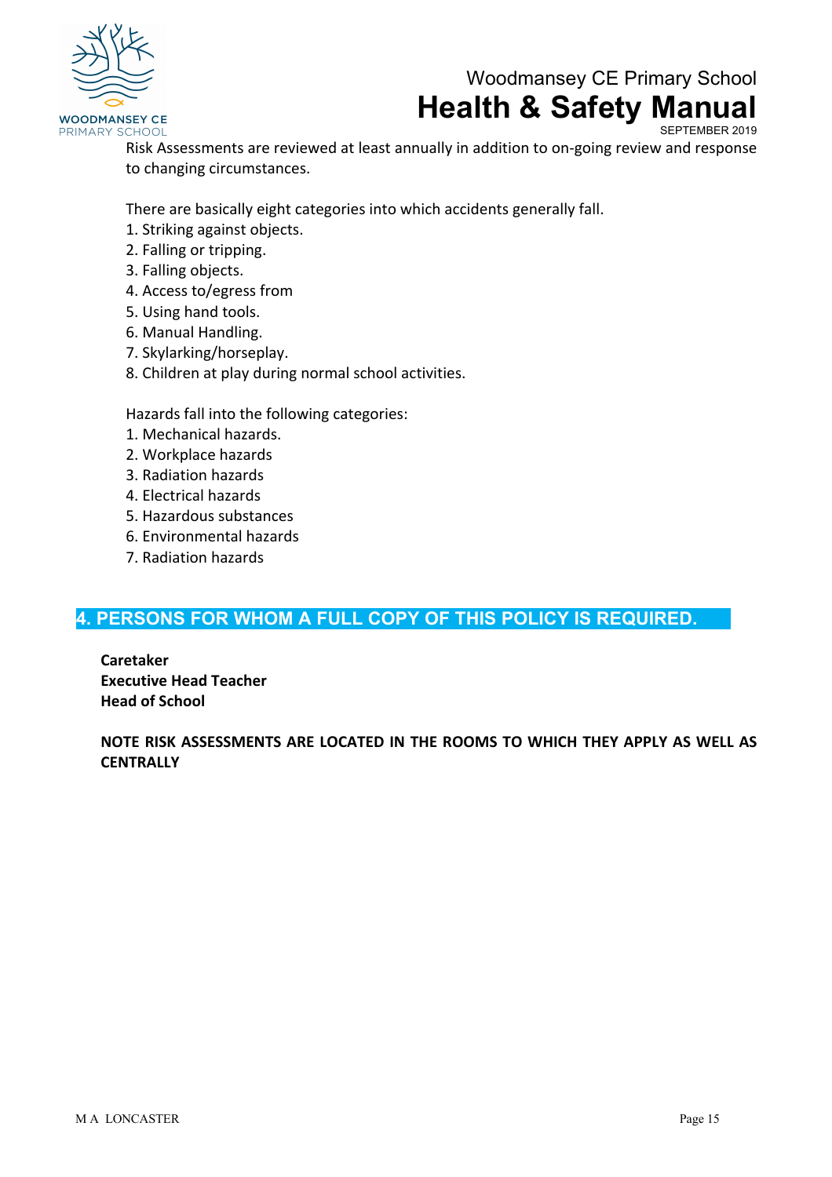Risk Assessments are reviewed at least annually in addition to on-going review and response to changing circumstances.

There are basically eight categories into which accidents generally fall.
1. Striking against objects.
2. Falling or tripping.
3. Falling objects.
4. Access to/egress from
5. Using hand tools.
6. Manual Handling.
7. Skylarking/horseplay.
8. Children at play during normal school activities.

Hazards fall into the following categories:
1. Mechanical hazards.
2. Workplace hazards
3. Radiation hazards
4. Electrical hazards
5. Hazardous substances
6. Environmental hazards
7. Radiation hazards

## 4. PERSONS FOR WHOM A FULL COPY OF THIS POLICY IS REQUIRED.

**Caretaker**
**Executive Head Teacher**
**Head of School**

**NOTE RISK ASSESSMENTS ARE LOCATED IN THE ROOMS TO WHICH THEY APPLY AS WELL AS CENTRALLY**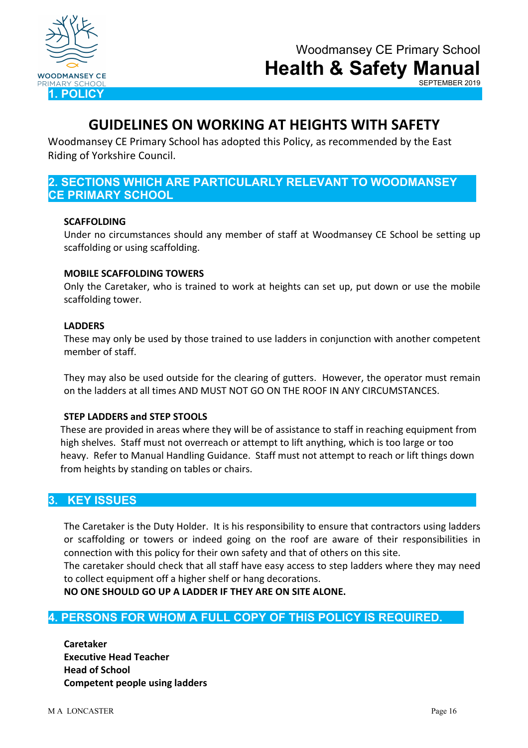## 1. POLICY

# GUIDELINES ON WORKING AT HEIGHTS WITH SAFETY

Woodmansey CE Primary School has adopted this Policy, as recommended by the East Riding of Yorkshire Council.

## 2. SECTIONS WHICH ARE PARTICULARLY RELEVANT TO WOODMANSEY CE PRIMARY SCHOOL

**SCAFFOLDING**

Under no circumstances should any member of staff at Woodmansey CE School be setting up scaffolding or using scaffolding.

**MOBILE SCAFFOLDING TOWERS**

Only the Caretaker, who is trained to work at heights can set up, put down or use the mobile scaffolding tower.

**LADDERS**

These may only be used by those trained to use ladders in conjunction with another competent member of staff.

They may also be used outside for the clearing of gutters. However, the operator must remain on the ladders at all times AND MUST NOT GO ON THE ROOF IN ANY CIRCUMSTANCES.

**STEP LADDERS and STEP STOOLS**

These are provided in areas where they will be of assistance to staff in reaching equipment from high shelves. Staff must not overreach or attempt to lift anything, which is too large or too heavy. Refer to Manual Handling Guidance. Staff must not attempt to reach or lift things down from heights by standing on tables or chairs.

## 3. KEY ISSUES

The Caretaker is the Duty Holder. It is his responsibility to ensure that contractors using ladders or scaffolding or towers or indeed going on the roof are aware of their responsibilities in connection with this policy for their own safety and that of others on this site.

The caretaker should check that all staff have easy access to step ladders where they may need to collect equipment off a higher shelf or hang decorations.

**NO ONE SHOULD GO UP A LADDER IF THEY ARE ON SITE ALONE.**

## 4. PERSONS FOR WHOM A FULL COPY OF THIS POLICY IS REQUIRED.

**Caretaker**
**Executive Head Teacher**
**Head of School**
**Competent people using ladders**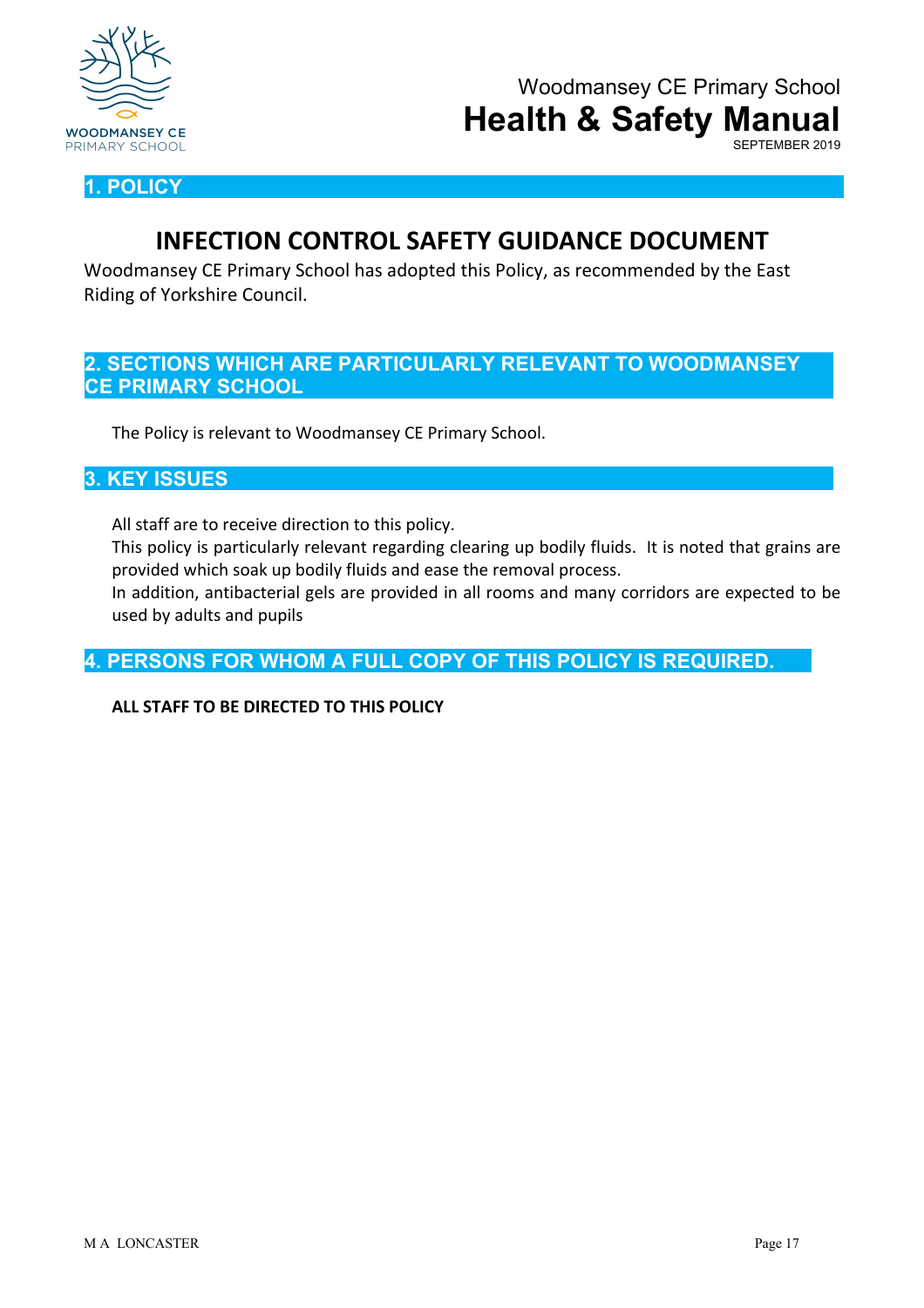## 1. POLICY

# INFECTION CONTROL SAFETY GUIDANCE DOCUMENT

Woodmansey CE Primary School has adopted this Policy, as recommended by the East Riding of Yorkshire Council.

## 2. SECTIONS WHICH ARE PARTICULARLY RELEVANT TO WOODMANSEY CE PRIMARY SCHOOL

The Policy is relevant to Woodmansey CE Primary School.

## 3. KEY ISSUES

All staff are to receive direction to this policy.

This policy is particularly relevant regarding clearing up bodily fluids. It is noted that grains are provided which soak up bodily fluids and ease the removal process.

In addition, antibacterial gels are provided in all rooms and many corridors are expected to be used by adults and pupils

## 4. PERSONS FOR WHOM A FULL COPY OF THIS POLICY IS REQUIRED.

**ALL STAFF TO BE DIRECTED TO THIS POLICY**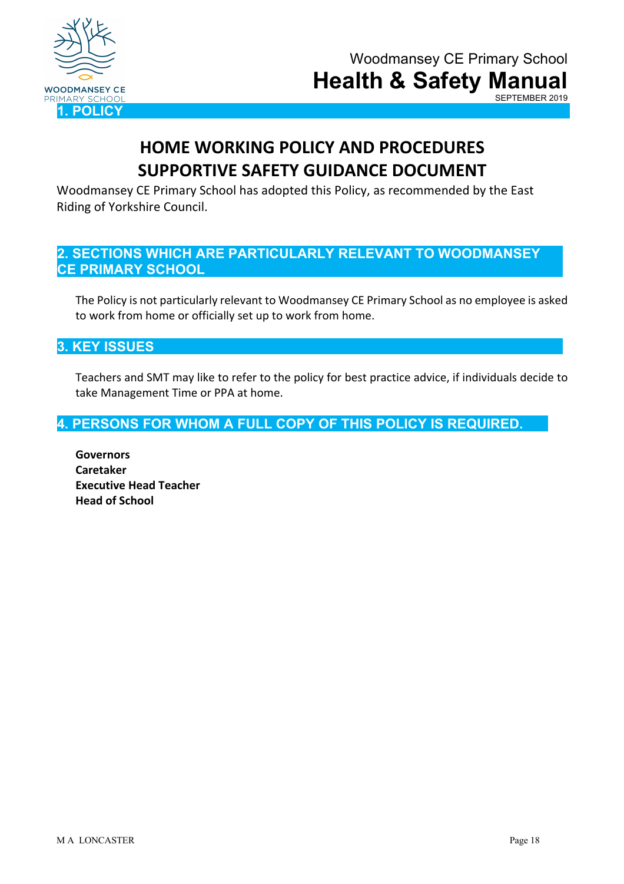## 1. POLICY

# HOME WORKING POLICY AND PROCEDURES SUPPORTIVE SAFETY GUIDANCE DOCUMENT

Woodmansey CE Primary School has adopted this Policy, as recommended by the East Riding of Yorkshire Council.

## 2. SECTIONS WHICH ARE PARTICULARLY RELEVANT TO WOODMANSEY CE PRIMARY SCHOOL

The Policy is not particularly relevant to Woodmansey CE Primary School as no employee is asked to work from home or officially set up to work from home.

## 3. KEY ISSUES

Teachers and SMT may like to refer to the policy for best practice advice, if individuals decide to take Management Time or PPA at home.

## 4. PERSONS FOR WHOM A FULL COPY OF THIS POLICY IS REQUIRED.

**Governors**
**Caretaker**
**Executive Head Teacher**
**Head of School**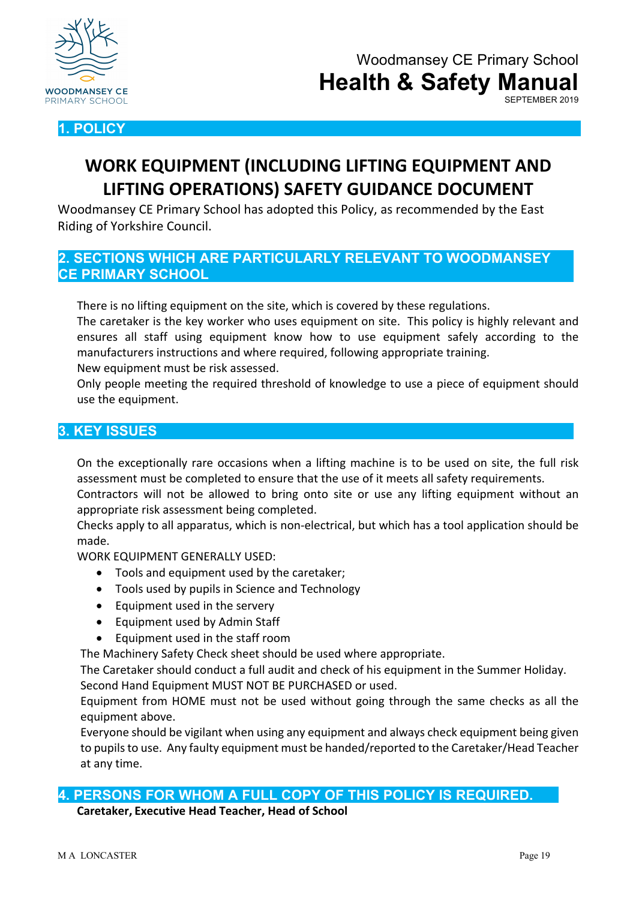## 1. POLICY

# WORK EQUIPMENT (INCLUDING LIFTING EQUIPMENT AND LIFTING OPERATIONS) SAFETY GUIDANCE DOCUMENT

Woodmansey CE Primary School has adopted this Policy, as recommended by the East Riding of Yorkshire Council.

## 2. SECTIONS WHICH ARE PARTICULARLY RELEVANT TO WOODMANSEY CE PRIMARY SCHOOL

There is no lifting equipment on the site, which is covered by these regulations.
The caretaker is the key worker who uses equipment on site. This policy is highly relevant and ensures all staff using equipment know how to use equipment safely according to the manufacturers instructions and where required, following appropriate training.
New equipment must be risk assessed.
Only people meeting the required threshold of knowledge to use a piece of equipment should use the equipment.

## 3. KEY ISSUES

On the exceptionally rare occasions when a lifting machine is to be used on site, the full risk assessment must be completed to ensure that the use of it meets all safety requirements.
Contractors will not be allowed to bring onto site or use any lifting equipment without an appropriate risk assessment being completed.
Checks apply to all apparatus, which is non-electrical, but which has a tool application should be made.
WORK EQUIPMENT GENERALLY USED:

- Tools and equipment used by the caretaker;
- Tools used by pupils in Science and Technology
- Equipment used in the servery
- Equipment used by Admin Staff
- Equipment used in the staff room

The Machinery Safety Check sheet should be used where appropriate.
The Caretaker should conduct a full audit and check of his equipment in the Summer Holiday.
Second Hand Equipment MUST NOT BE PURCHASED or used.
Equipment from HOME must not be used without going through the same checks as all the equipment above.
Everyone should be vigilant when using any equipment and always check equipment being given to pupils to use. Any faulty equipment must be handed/reported to the Caretaker/Head Teacher at any time.

## 4. PERSONS FOR WHOM A FULL COPY OF THIS POLICY IS REQUIRED.

**Caretaker, Executive Head Teacher, Head of School**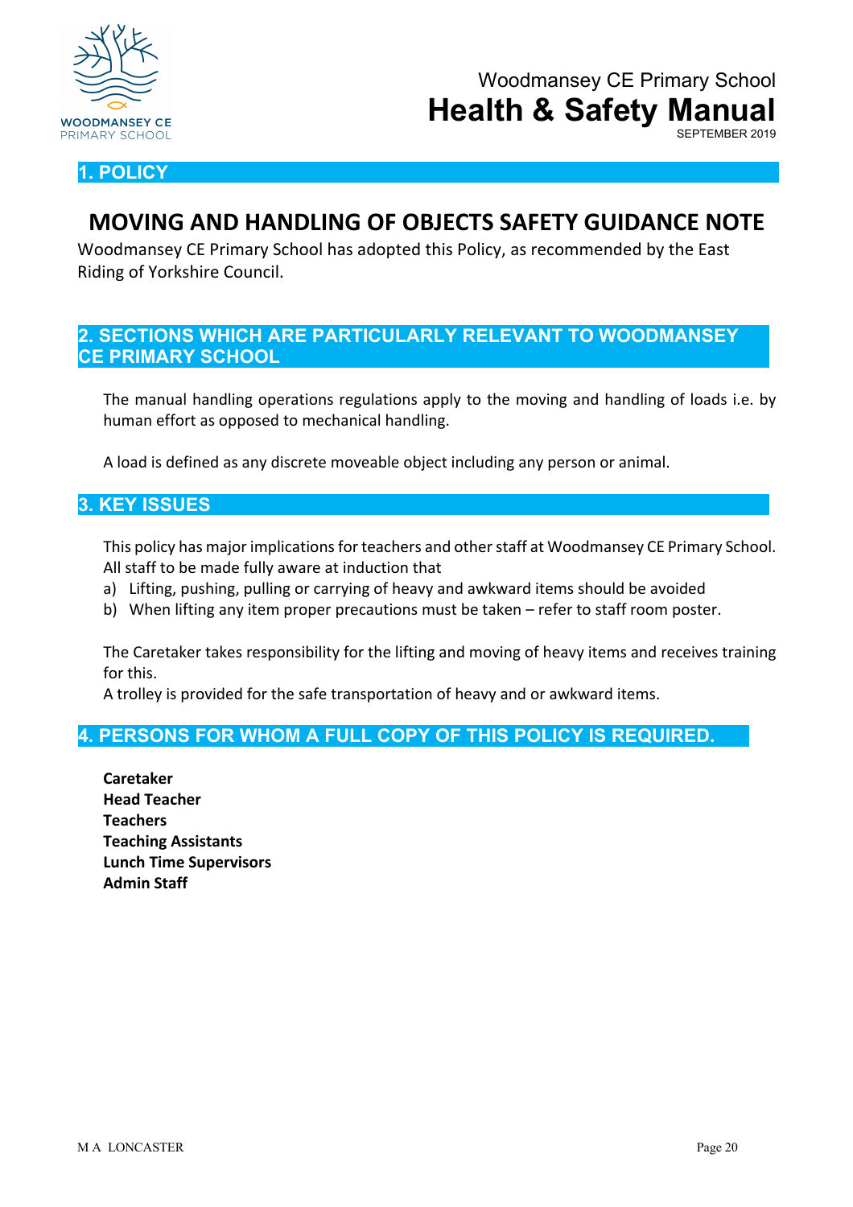Woodmansey CE Primary School

# Health & Safety Manual

SEPTEMBER 2019

## 1. POLICY

## MOVING AND HANDLING OF OBJECTS SAFETY GUIDANCE NOTE

Woodmansey CE Primary School has adopted this Policy, as recommended by the East Riding of Yorkshire Council.

## 2. SECTIONS WHICH ARE PARTICULARLY RELEVANT TO WOODMANSEY CE PRIMARY SCHOOL

The manual handling operations regulations apply to the moving and handling of loads i.e. by human effort as opposed to mechanical handling.

A load is defined as any discrete moveable object including any person or animal.

## 3. KEY ISSUES

This policy has major implications for teachers and other staff at Woodmansey CE Primary School. All staff to be made fully aware at induction that

a) Lifting, pushing, pulling or carrying of heavy and awkward items should be avoided
b) When lifting any item proper precautions must be taken – refer to staff room poster.

The Caretaker takes responsibility for the lifting and moving of heavy items and receives training for this.
A trolley is provided for the safe transportation of heavy and or awkward items.

## 4. PERSONS FOR WHOM A FULL COPY OF THIS POLICY IS REQUIRED.

**Caretaker**
**Head Teacher**
**Teachers**
**Teaching Assistants**
**Lunch Time Supervisors**
**Admin Staff**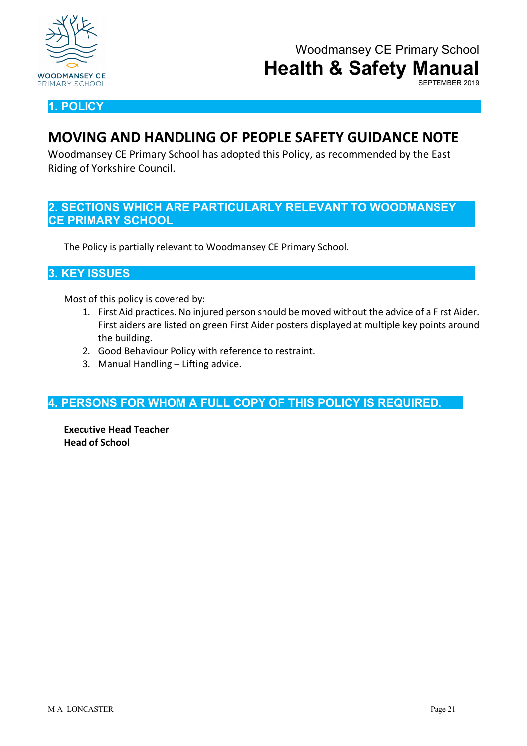## 1. POLICY

# MOVING AND HANDLING OF PEOPLE SAFETY GUIDANCE NOTE

Woodmansey CE Primary School has adopted this Policy, as recommended by the East Riding of Yorkshire Council.

## 2. SECTIONS WHICH ARE PARTICULARLY RELEVANT TO WOODMANSEY CE PRIMARY SCHOOL

The Policy is partially relevant to Woodmansey CE Primary School.

## 3. KEY ISSUES

Most of this policy is covered by:

1. First Aid practices. No injured person should be moved without the advice of a First Aider. First aiders are listed on green First Aider posters displayed at multiple key points around the building.
2. Good Behaviour Policy with reference to restraint.
3. Manual Handling – Lifting advice.

## 4. PERSONS FOR WHOM A FULL COPY OF THIS POLICY IS REQUIRED.

**Executive Head Teacher**
**Head of School**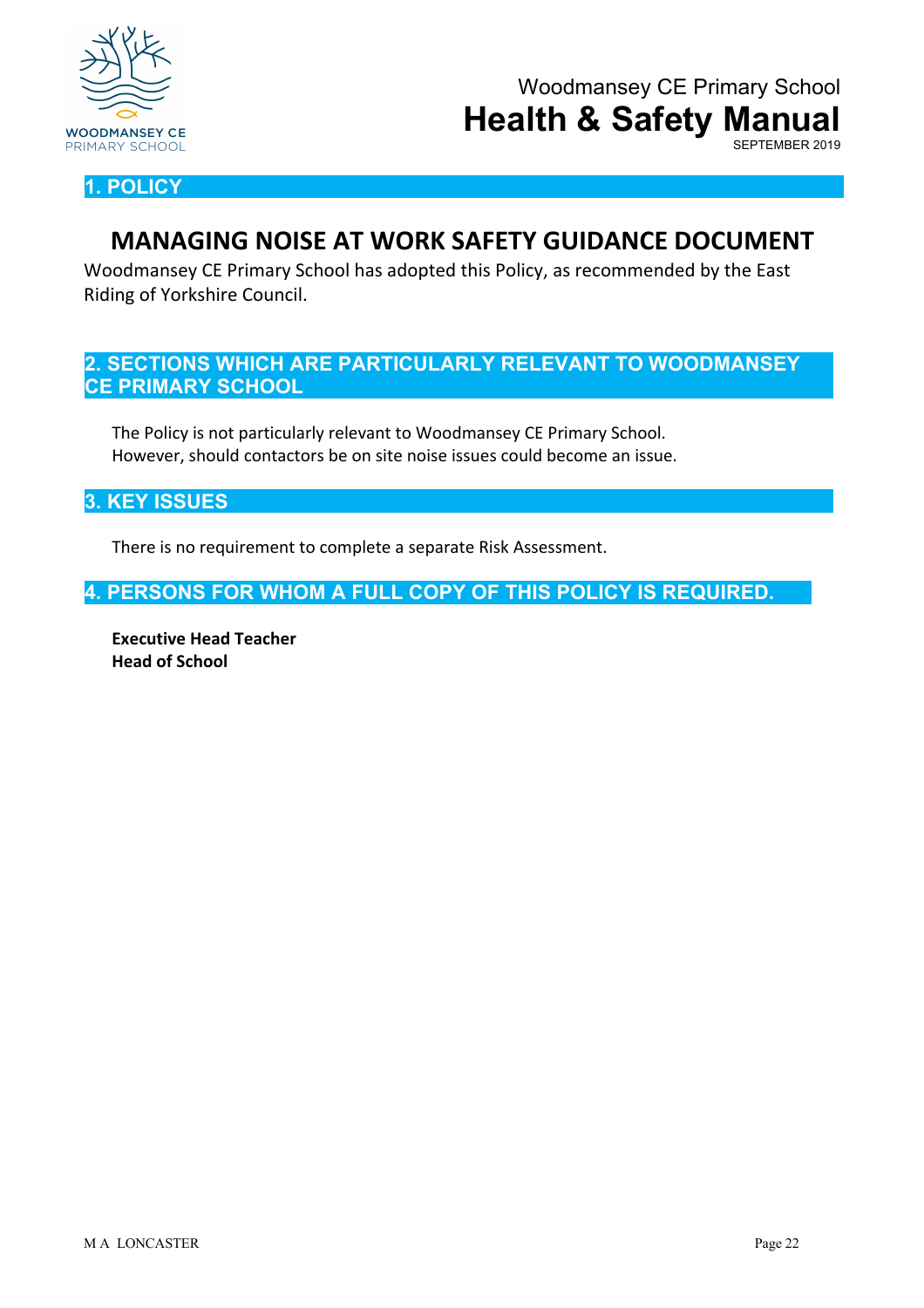## 1. POLICY

# MANAGING NOISE AT WORK SAFETY GUIDANCE DOCUMENT

Woodmansey CE Primary School has adopted this Policy, as recommended by the East Riding of Yorkshire Council.

## 2. SECTIONS WHICH ARE PARTICULARLY RELEVANT TO WOODMANSEY CE PRIMARY SCHOOL

The Policy is not particularly relevant to Woodmansey CE Primary School. However, should contactors be on site noise issues could become an issue.

## 3. KEY ISSUES

There is no requirement to complete a separate Risk Assessment.

## 4. PERSONS FOR WHOM A FULL COPY OF THIS POLICY IS REQUIRED.

**Executive Head Teacher**
**Head of School**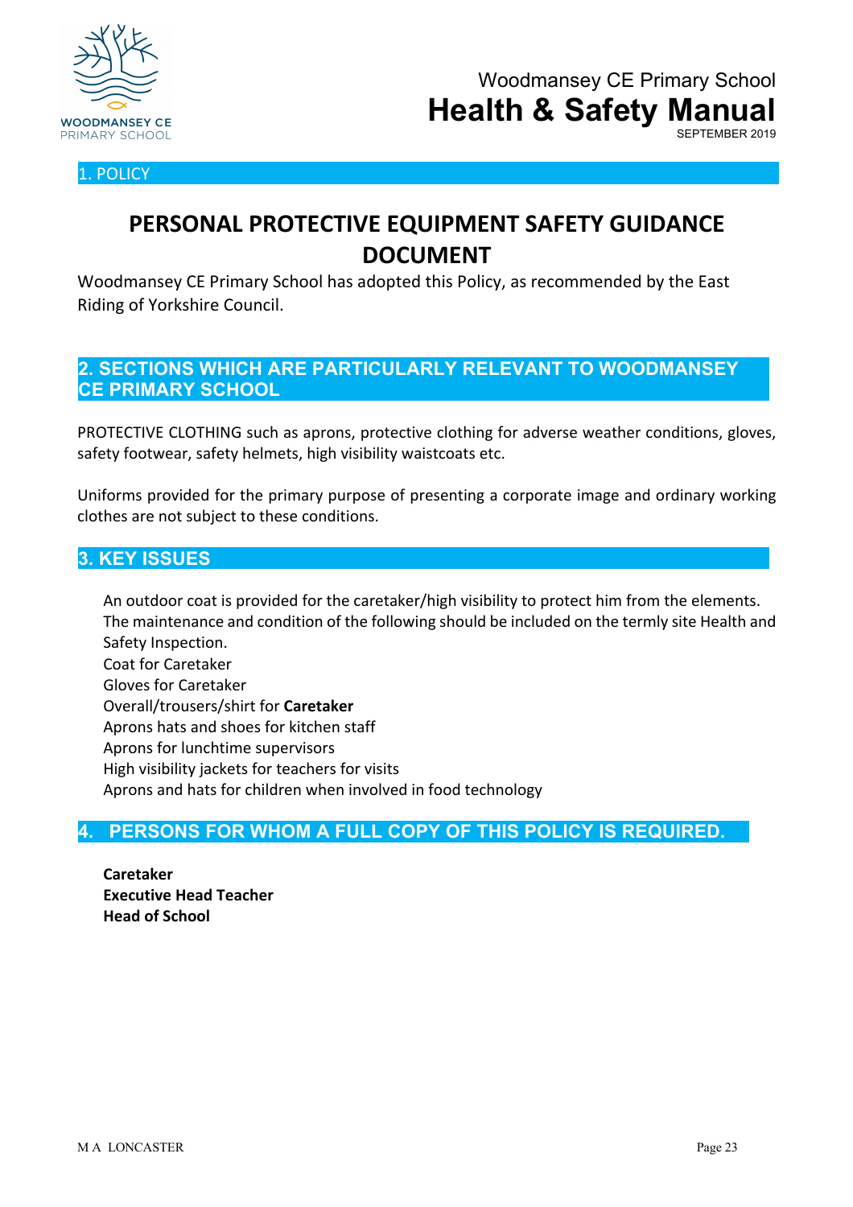## 1. POLICY

# PERSONAL PROTECTIVE EQUIPMENT SAFETY GUIDANCE DOCUMENT

Woodmansey CE Primary School has adopted this Policy, as recommended by the East Riding of Yorkshire Council.

## 2. SECTIONS WHICH ARE PARTICULARLY RELEVANT TO WOODMANSEY CE PRIMARY SCHOOL

PROTECTIVE CLOTHING such as aprons, protective clothing for adverse weather conditions, gloves, safety footwear, safety helmets, high visibility waistcoats etc.

Uniforms provided for the primary purpose of presenting a corporate image and ordinary working clothes are not subject to these conditions.

## 3. KEY ISSUES

An outdoor coat is provided for the caretaker/high visibility to protect him from the elements.
The maintenance and condition of the following should be included on the termly site Health and Safety Inspection.
Coat for Caretaker
Gloves for Caretaker
Overall/trousers/shirt for **Caretaker**
Aprons hats and shoes for kitchen staff
Aprons for lunchtime supervisors
High visibility jackets for teachers for visits
Aprons and hats for children when involved in food technology

## 4. PERSONS FOR WHOM A FULL COPY OF THIS POLICY IS REQUIRED.

**Caretaker**
**Executive Head Teacher**
**Head of School**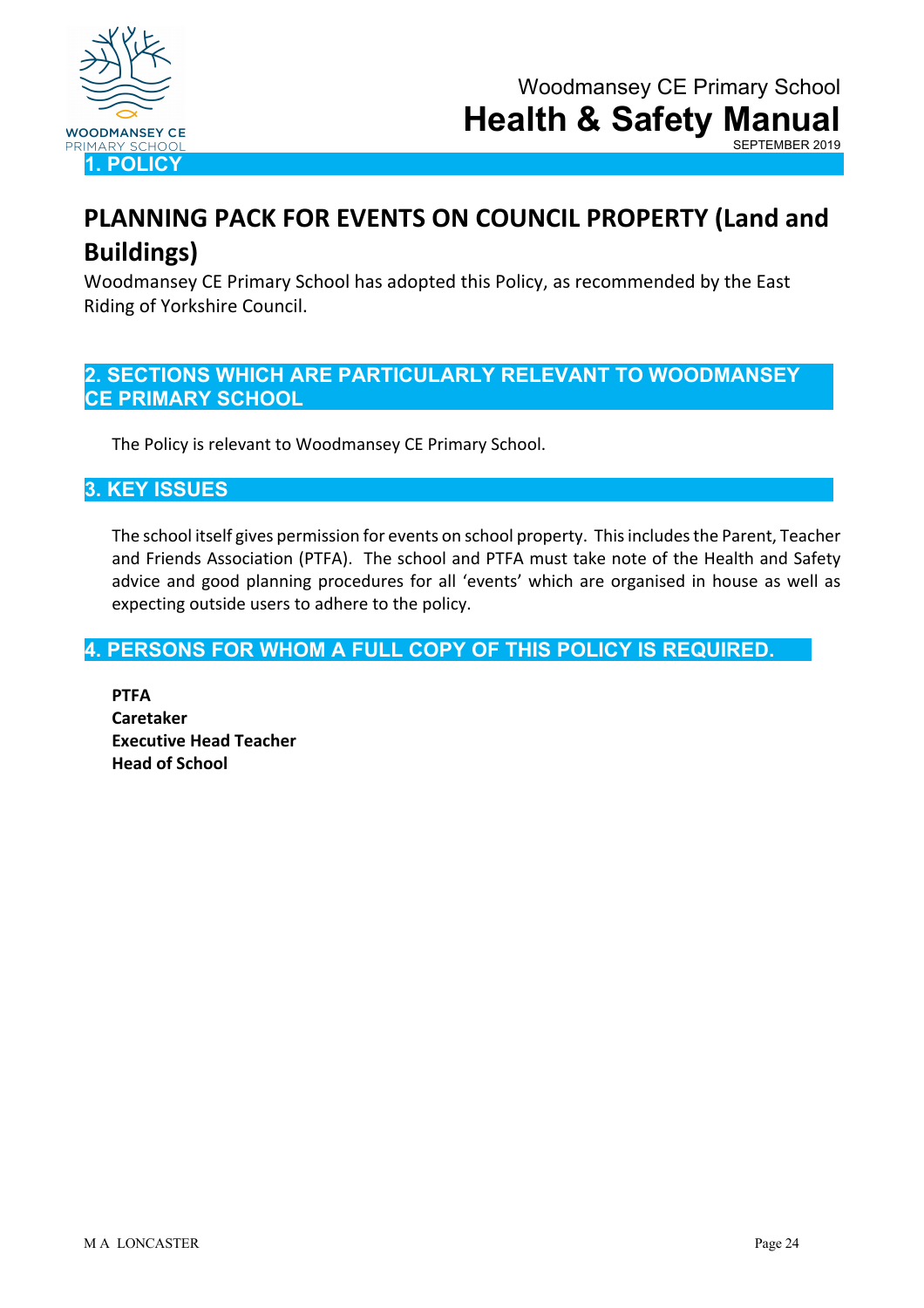## 1. POLICY

# PLANNING PACK FOR EVENTS ON COUNCIL PROPERTY (Land and Buildings)

Woodmansey CE Primary School has adopted this Policy, as recommended by the East Riding of Yorkshire Council.

## 2. SECTIONS WHICH ARE PARTICULARLY RELEVANT TO WOODMANSEY CE PRIMARY SCHOOL

The Policy is relevant to Woodmansey CE Primary School.

## 3. KEY ISSUES

The school itself gives permission for events on school property. This includes the Parent, Teacher and Friends Association (PTFA). The school and PTFA must take note of the Health and Safety advice and good planning procedures for all 'events' which are organised in house as well as expecting outside users to adhere to the policy.

## 4. PERSONS FOR WHOM A FULL COPY OF THIS POLICY IS REQUIRED.

**PTFA**
**Caretaker**
**Executive Head Teacher**
**Head of School**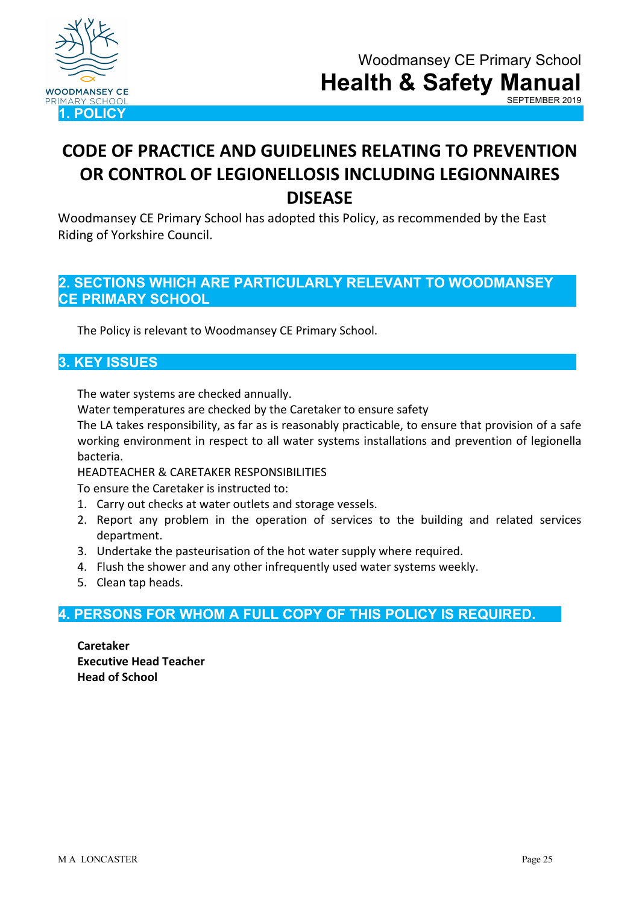## 1. POLICY

# CODE OF PRACTICE AND GUIDELINES RELATING TO PREVENTION OR CONTROL OF LEGIONELLOSIS INCLUDING LEGIONNAIRES DISEASE

Woodmansey CE Primary School has adopted this Policy, as recommended by the East Riding of Yorkshire Council.

## 2. SECTIONS WHICH ARE PARTICULARLY RELEVANT TO WOODMANSEY CE PRIMARY SCHOOL

The Policy is relevant to Woodmansey CE Primary School.

## 3. KEY ISSUES

The water systems are checked annually.

Water temperatures are checked by the Caretaker to ensure safety

The LA takes responsibility, as far as is reasonably practicable, to ensure that provision of a safe working environment in respect to all water systems installations and prevention of legionella bacteria.

HEADTEACHER & CARETAKER RESPONSIBILITIES

To ensure the Caretaker is instructed to:

1. Carry out checks at water outlets and storage vessels.
2. Report any problem in the operation of services to the building and related services department.
3. Undertake the pasteurisation of the hot water supply where required.
4. Flush the shower and any other infrequently used water systems weekly.
5. Clean tap heads.

## 4. PERSONS FOR WHOM A FULL COPY OF THIS POLICY IS REQUIRED.

**Caretaker**
**Executive Head Teacher**
**Head of School**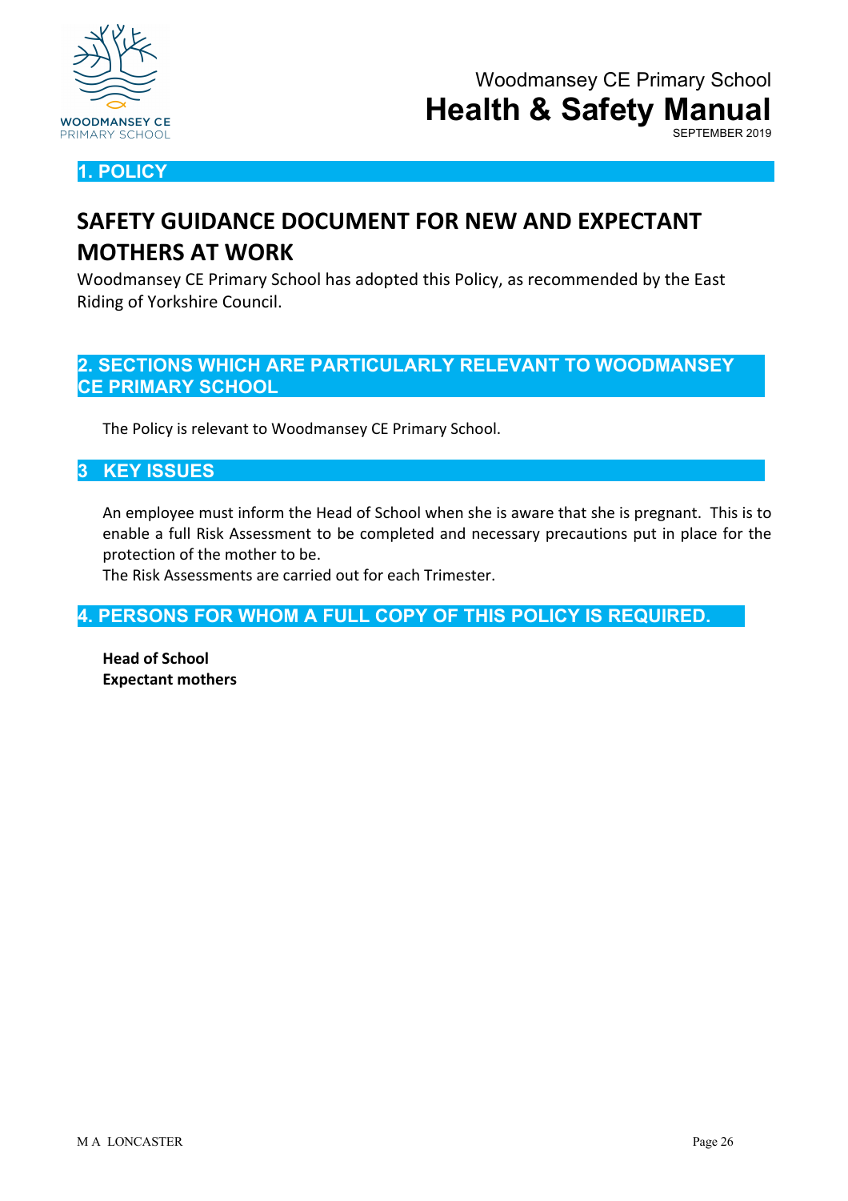## 1. POLICY

# SAFETY GUIDANCE DOCUMENT FOR NEW AND EXPECTANT MOTHERS AT WORK

Woodmansey CE Primary School has adopted this Policy, as recommended by the East Riding of Yorkshire Council.

## 2. SECTIONS WHICH ARE PARTICULARLY RELEVANT TO WOODMANSEY CE PRIMARY SCHOOL

The Policy is relevant to Woodmansey CE Primary School.

## 3 KEY ISSUES

An employee must inform the Head of School when she is aware that she is pregnant. This is to enable a full Risk Assessment to be completed and necessary precautions put in place for the protection of the mother to be.

The Risk Assessments are carried out for each Trimester.

## 4. PERSONS FOR WHOM A FULL COPY OF THIS POLICY IS REQUIRED.

**Head of School**
**Expectant mothers**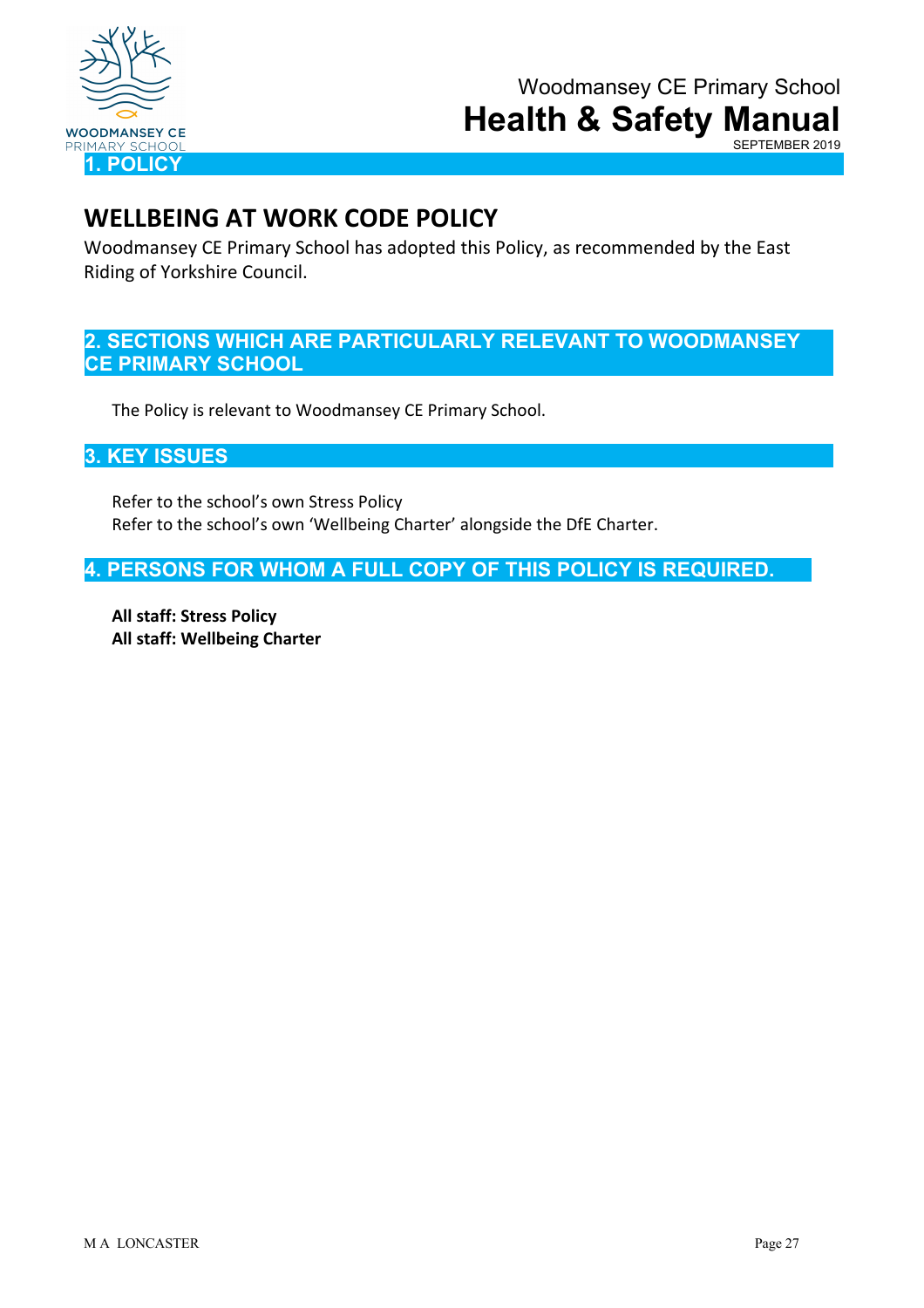## 1. POLICY

# WELLBEING AT WORK CODE POLICY

Woodmansey CE Primary School has adopted this Policy, as recommended by the East Riding of Yorkshire Council.

## 2. SECTIONS WHICH ARE PARTICULARLY RELEVANT TO WOODMANSEY CE PRIMARY SCHOOL

The Policy is relevant to Woodmansey CE Primary School.

## 3. KEY ISSUES

Refer to the school's own Stress Policy
Refer to the school's own 'Wellbeing Charter' alongside the DfE Charter.

## 4. PERSONS FOR WHOM A FULL COPY OF THIS POLICY IS REQUIRED.

**All staff: Stress Policy**
**All staff: Wellbeing Charter**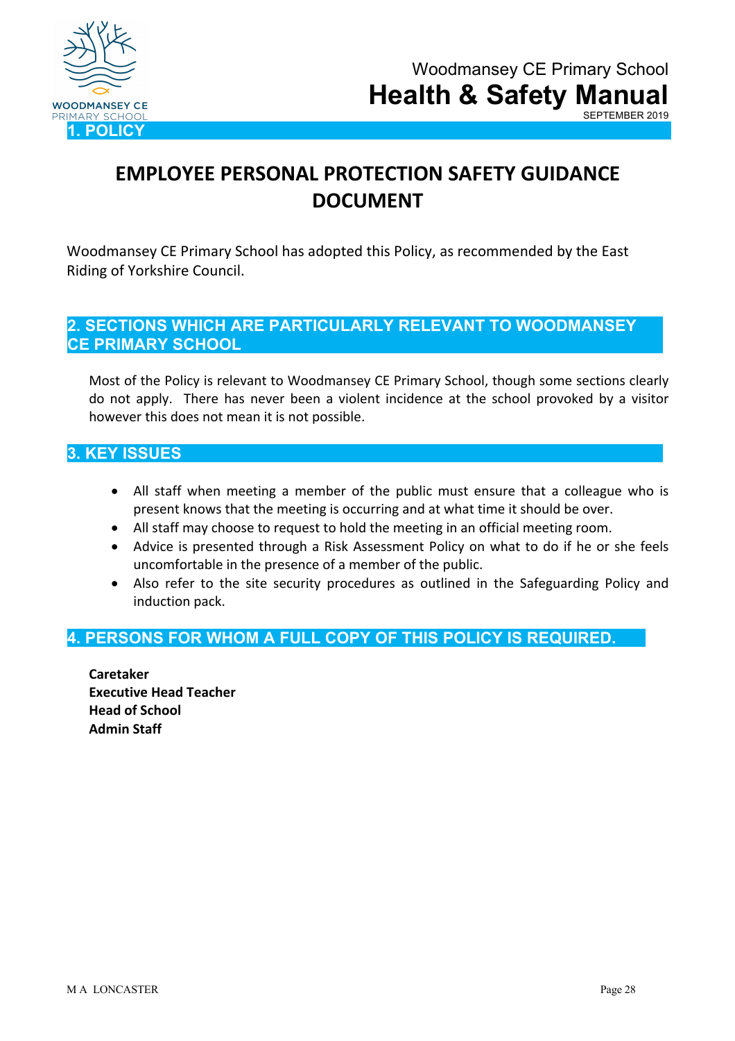## 1. POLICY

# EMPLOYEE PERSONAL PROTECTION SAFETY GUIDANCE DOCUMENT

Woodmansey CE Primary School has adopted this Policy, as recommended by the East Riding of Yorkshire Council.

## 2. SECTIONS WHICH ARE PARTICULARLY RELEVANT TO WOODMANSEY CE PRIMARY SCHOOL

Most of the Policy is relevant to Woodmansey CE Primary School, though some sections clearly do not apply. There has never been a violent incidence at the school provoked by a visitor however this does not mean it is not possible.

## 3. KEY ISSUES

- All staff when meeting a member of the public must ensure that a colleague who is present knows that the meeting is occurring and at what time it should be over.
- All staff may choose to request to hold the meeting in an official meeting room.
- Advice is presented through a Risk Assessment Policy on what to do if he or she feels uncomfortable in the presence of a member of the public.
- Also refer to the site security procedures as outlined in the Safeguarding Policy and induction pack.

## 4. PERSONS FOR WHOM A FULL COPY OF THIS POLICY IS REQUIRED.

**Caretaker**
**Executive Head Teacher**
**Head of School**
**Admin Staff**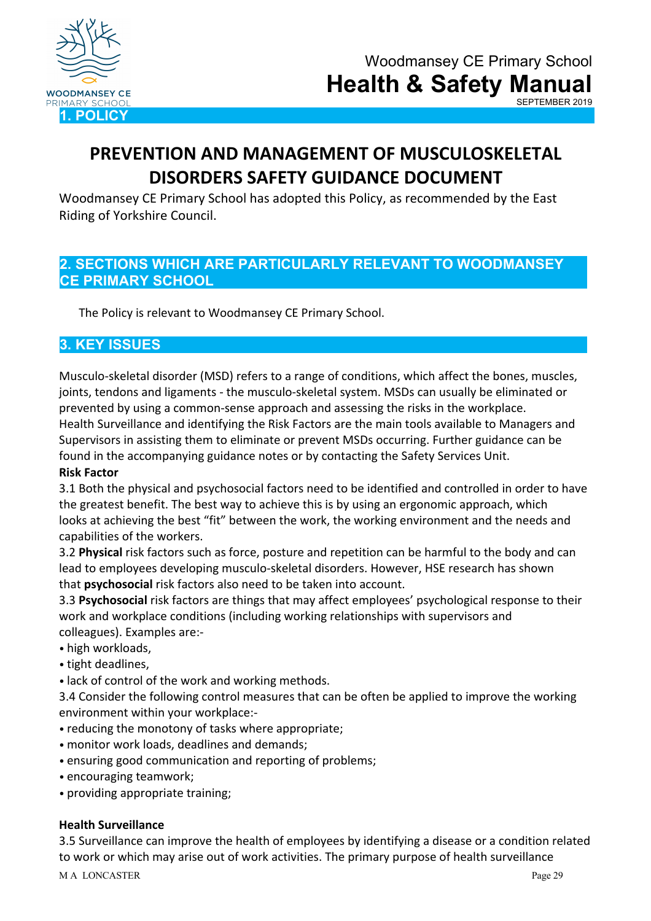## 1. POLICY

# PREVENTION AND MANAGEMENT OF MUSCULOSKELETAL DISORDERS SAFETY GUIDANCE DOCUMENT

Woodmansey CE Primary School has adopted this Policy, as recommended by the East Riding of Yorkshire Council.

## 2. SECTIONS WHICH ARE PARTICULARLY RELEVANT TO WOODMANSEY CE PRIMARY SCHOOL

The Policy is relevant to Woodmansey CE Primary School.

## 3. KEY ISSUES

Musculo-skeletal disorder (MSD) refers to a range of conditions, which affect the bones, muscles, joints, tendons and ligaments - the musculo-skeletal system. MSDs can usually be eliminated or prevented by using a common-sense approach and assessing the risks in the workplace. Health Surveillance and identifying the Risk Factors are the main tools available to Managers and Supervisors in assisting them to eliminate or prevent MSDs occurring. Further guidance can be found in the accompanying guidance notes or by contacting the Safety Services Unit.

**Risk Factor**

3.1 Both the physical and psychosocial factors need to be identified and controlled in order to have the greatest benefit. The best way to achieve this is by using an ergonomic approach, which looks at achieving the best "fit" between the work, the working environment and the needs and capabilities of the workers.

3.2 **Physical** risk factors such as force, posture and repetition can be harmful to the body and can lead to employees developing musculo-skeletal disorders. However, HSE research has shown that **psychosocial** risk factors also need to be taken into account.

3.3 **Psychosocial** risk factors are things that may affect employees' psychological response to their work and workplace conditions (including working relationships with supervisors and colleagues). Examples are:-

- high workloads,
- tight deadlines,
- lack of control of the work and working methods.

3.4 Consider the following control measures that can be often be applied to improve the working environment within your workplace:-

- reducing the monotony of tasks where appropriate;
- monitor work loads, deadlines and demands;
- ensuring good communication and reporting of problems;
- encouraging teamwork;
- providing appropriate training;

**Health Surveillance**

3.5 Surveillance can improve the health of employees by identifying a disease or a condition related to work or which may arise out of work activities. The primary purpose of health surveillance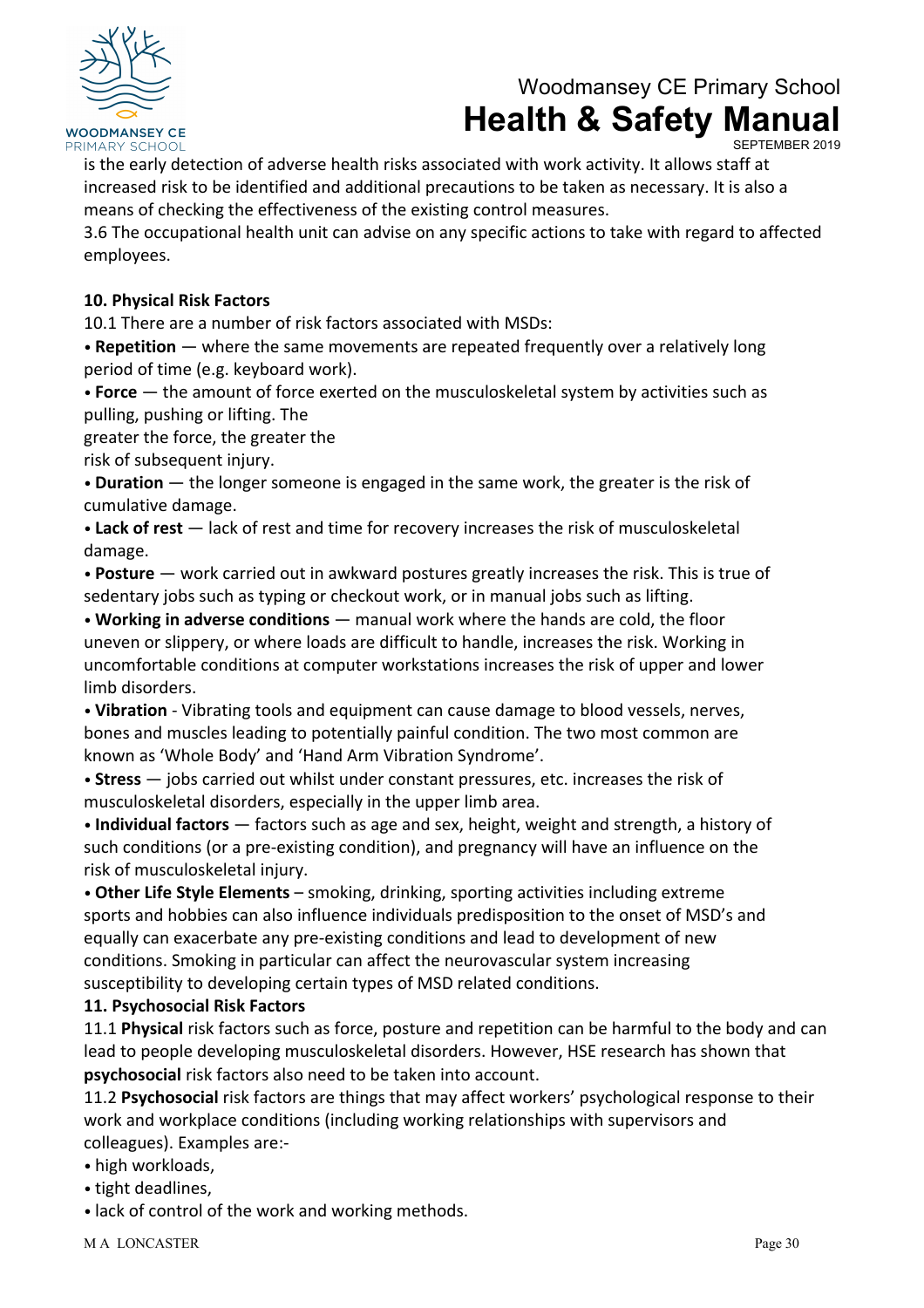is the early detection of adverse health risks associated with work activity. It allows staff at increased risk to be identified and additional precautions to be taken as necessary. It is also a means of checking the effectiveness of the existing control measures.

3.6 The occupational health unit can advise on any specific actions to take with regard to affected employees.

**10. Physical Risk Factors**

10.1 There are a number of risk factors associated with MSDs:

- **Repetition** — where the same movements are repeated frequently over a relatively long period of time (e.g. keyboard work).
- **Force** — the amount of force exerted on the musculoskeletal system by activities such as pulling, pushing or lifting. The greater the force, the greater the risk of subsequent injury.
- **Duration** — the longer someone is engaged in the same work, the greater is the risk of cumulative damage.
- **Lack of rest** — lack of rest and time for recovery increases the risk of musculoskeletal damage.
- **Posture** — work carried out in awkward postures greatly increases the risk. This is true of sedentary jobs such as typing or checkout work, or in manual jobs such as lifting.
- **Working in adverse conditions** — manual work where the hands are cold, the floor uneven or slippery, or where loads are difficult to handle, increases the risk. Working in uncomfortable conditions at computer workstations increases the risk of upper and lower limb disorders.
- **Vibration** - Vibrating tools and equipment can cause damage to blood vessels, nerves, bones and muscles leading to potentially painful condition. The two most common are known as 'Whole Body' and 'Hand Arm Vibration Syndrome'.
- **Stress** — jobs carried out whilst under constant pressures, etc. increases the risk of musculoskeletal disorders, especially in the upper limb area.
- **Individual factors** — factors such as age and sex, height, weight and strength, a history of such conditions (or a pre-existing condition), and pregnancy will have an influence on the risk of musculoskeletal injury.
- **Other Life Style Elements** – smoking, drinking, sporting activities including extreme sports and hobbies can also influence individuals predisposition to the onset of MSD's and equally can exacerbate any pre-existing conditions and lead to development of new conditions. Smoking in particular can affect the neurovascular system increasing susceptibility to developing certain types of MSD related conditions.

**11. Psychosocial Risk Factors**

11.1 **Physical** risk factors such as force, posture and repetition can be harmful to the body and can lead to people developing musculoskeletal disorders. However, HSE research has shown that **psychosocial** risk factors also need to be taken into account.

11.2 **Psychosocial** risk factors are things that may affect workers' psychological response to their work and workplace conditions (including working relationships with supervisors and colleagues). Examples are:-

- high workloads,
- tight deadlines,
- lack of control of the work and working methods.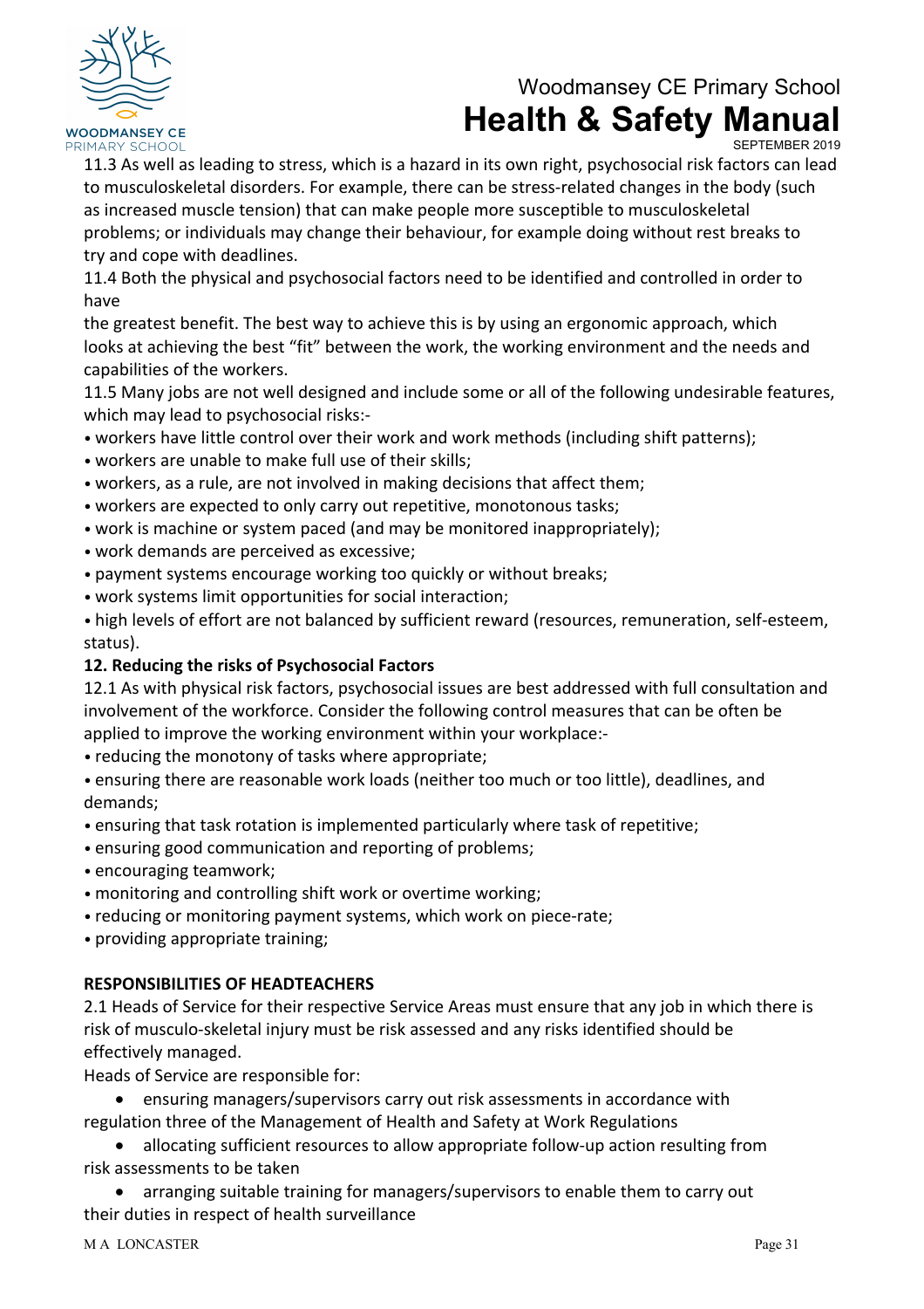11.3 As well as leading to stress, which is a hazard in its own right, psychosocial risk factors can lead to musculoskeletal disorders. For example, there can be stress-related changes in the body (such as increased muscle tension) that can make people more susceptible to musculoskeletal problems; or individuals may change their behaviour, for example doing without rest breaks to try and cope with deadlines.

11.4 Both the physical and psychosocial factors need to be identified and controlled in order to have
the greatest benefit. The best way to achieve this is by using an ergonomic approach, which looks at achieving the best "fit" between the work, the working environment and the needs and capabilities of the workers.

11.5 Many jobs are not well designed and include some or all of the following undesirable features, which may lead to psychosocial risks:-

- workers have little control over their work and work methods (including shift patterns);
- workers are unable to make full use of their skills;
- workers, as a rule, are not involved in making decisions that affect them;
- workers are expected to only carry out repetitive, monotonous tasks;
- work is machine or system paced (and may be monitored inappropriately);
- work demands are perceived as excessive;
- payment systems encourage working too quickly or without breaks;
- work systems limit opportunities for social interaction;
- high levels of effort are not balanced by sufficient reward (resources, remuneration, self-esteem, status).

**12. Reducing the risks of Psychosocial Factors**

12.1 As with physical risk factors, psychosocial issues are best addressed with full consultation and involvement of the workforce. Consider the following control measures that can be often be applied to improve the working environment within your workplace:-

- reducing the monotony of tasks where appropriate;
- ensuring there are reasonable work loads (neither too much or too little), deadlines, and demands;
- ensuring that task rotation is implemented particularly where task of repetitive;
- ensuring good communication and reporting of problems;
- encouraging teamwork;
- monitoring and controlling shift work or overtime working;
- reducing or monitoring payment systems, which work on piece-rate;
- providing appropriate training;

**RESPONSIBILITIES OF HEADTEACHERS**

2.1 Heads of Service for their respective Service Areas must ensure that any job in which there is risk of musculo-skeletal injury must be risk assessed and any risks identified should be effectively managed.

Heads of Service are responsible for:

- ensuring managers/supervisors carry out risk assessments in accordance with regulation three of the Management of Health and Safety at Work Regulations
- allocating sufficient resources to allow appropriate follow-up action resulting from risk assessments to be taken
- arranging suitable training for managers/supervisors to enable them to carry out their duties in respect of health surveillance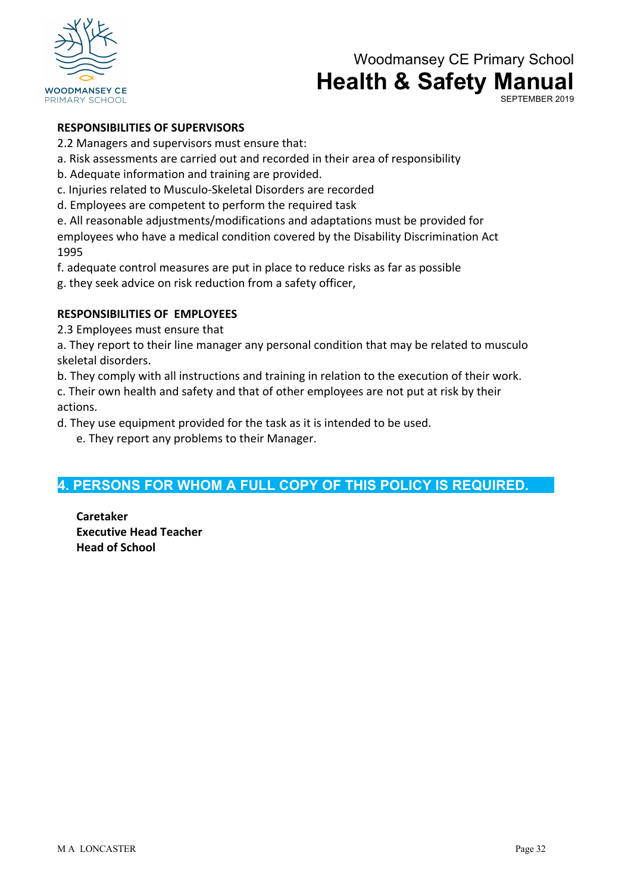**RESPONSIBILITIES OF SUPERVISORS**

2.2 Managers and supervisors must ensure that:

a. Risk assessments are carried out and recorded in their area of responsibility

b. Adequate information and training are provided.

c. Injuries related to Musculo-Skeletal Disorders are recorded

d. Employees are competent to perform the required task

e. All reasonable adjustments/modifications and adaptations must be provided for employees who have a medical condition covered by the Disability Discrimination Act 1995

f. adequate control measures are put in place to reduce risks as far as possible

g. they seek advice on risk reduction from a safety officer,

**RESPONSIBILITIES OF EMPLOYEES**

2.3 Employees must ensure that

a. They report to their line manager any personal condition that may be related to musculo skeletal disorders.

b. They comply with all instructions and training in relation to the execution of their work.

c. Their own health and safety and that of other employees are not put at risk by their actions.

d. They use equipment provided for the task as it is intended to be used.

e. They report any problems to their Manager.

## 4. PERSONS FOR WHOM A FULL COPY OF THIS POLICY IS REQUIRED.

**Caretaker**
**Executive Head Teacher**
**Head of School**